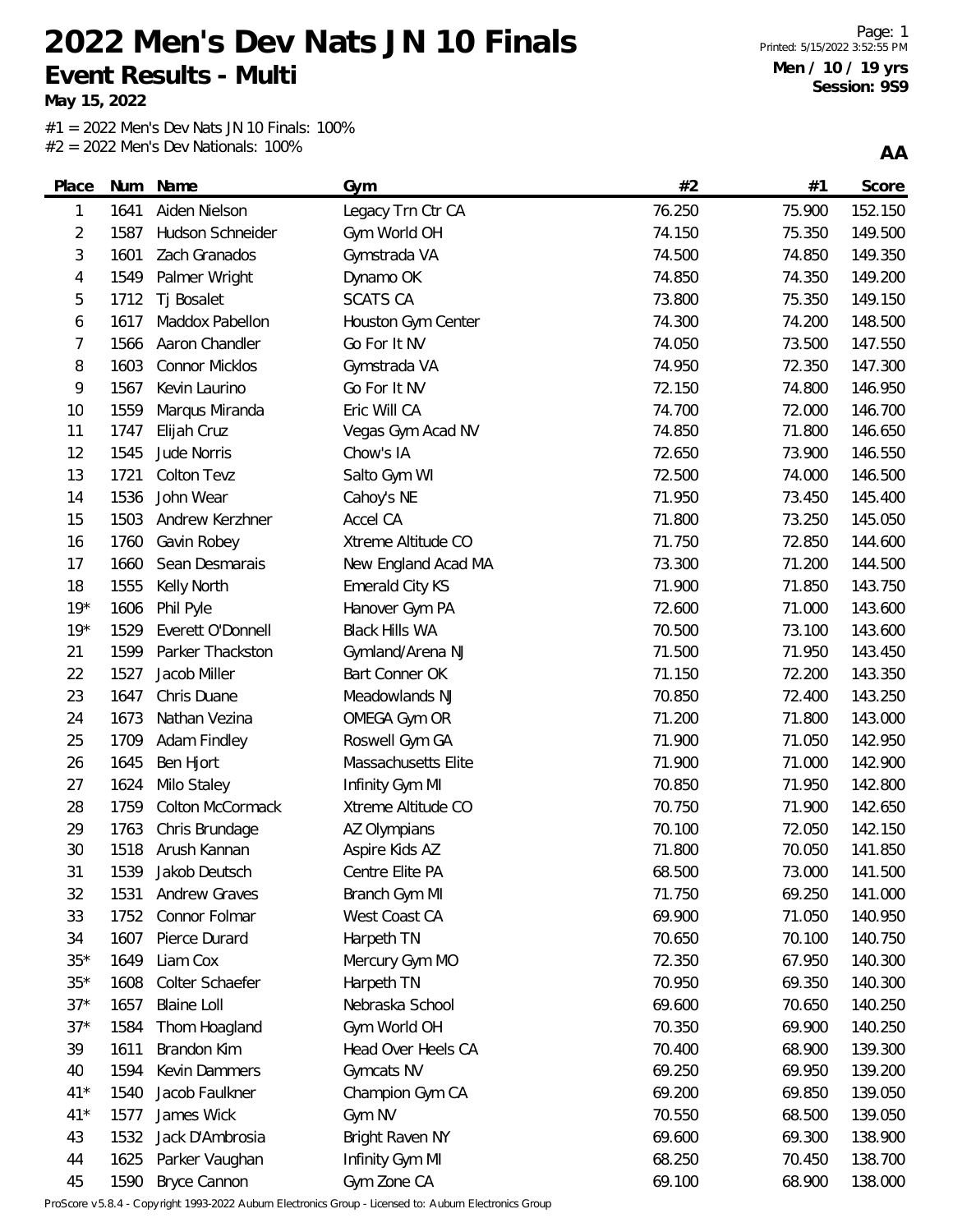# 2022 Men's Dev Nats JN 10 Finals

## Event Results - Multi

**May 15, 2022**

**Men / 10 / 19 yrs**
**Session: 9S9**

#1 = 2022 Men's Dev Nats JN 10 Finals: 100%
#2 = 2022 Men's Dev Nationals: 100%

**AA**

| Place | Num | Name | Gym | #2 | #1 | Score |
|---|---|---|---|---|---|---|
| 1 | 1641 | Aiden Nielson | Legacy Trn Ctr CA | 76.250 | 75.900 | 152.150 |
| 2 | 1587 | Hudson Schneider | Gym World OH | 74.150 | 75.350 | 149.500 |
| 3 | 1601 | Zach Granados | Gymstrada VA | 74.500 | 74.850 | 149.350 |
| 4 | 1549 | Palmer Wright | Dynamo OK | 74.850 | 74.350 | 149.200 |
| 5 | 1712 | Tj Bosalet | SCATS CA | 73.800 | 75.350 | 149.150 |
| 6 | 1617 | Maddox Pabellon | Houston Gym Center | 74.300 | 74.200 | 148.500 |
| 7 | 1566 | Aaron Chandler | Go For It NV | 74.050 | 73.500 | 147.550 |
| 8 | 1603 | Connor Micklos | Gymstrada VA | 74.950 | 72.350 | 147.300 |
| 9 | 1567 | Kevin Laurino | Go For It NV | 72.150 | 74.800 | 146.950 |
| 10 | 1559 | Marqus Miranda | Eric Will CA | 74.700 | 72.000 | 146.700 |
| 11 | 1747 | Elijah Cruz | Vegas Gym Acad NV | 74.850 | 71.800 | 146.650 |
| 12 | 1545 | Jude Norris | Chow's IA | 72.650 | 73.900 | 146.550 |
| 13 | 1721 | Colton Tevz | Salto Gym WI | 72.500 | 74.000 | 146.500 |
| 14 | 1536 | John Wear | Cahoy's NE | 71.950 | 73.450 | 145.400 |
| 15 | 1503 | Andrew Kerzhner | Accel CA | 71.800 | 73.250 | 145.050 |
| 16 | 1760 | Gavin Robey | Xtreme Altitude CO | 71.750 | 72.850 | 144.600 |
| 17 | 1660 | Sean Desmarais | New England Acad MA | 73.300 | 71.200 | 144.500 |
| 18 | 1555 | Kelly North | Emerald City KS | 71.900 | 71.850 | 143.750 |
| 19* | 1606 | Phil Pyle | Hanover Gym PA | 72.600 | 71.000 | 143.600 |
| 19* | 1529 | Everett O'Donnell | Black Hills WA | 70.500 | 73.100 | 143.600 |
| 21 | 1599 | Parker Thackston | Gymland/Arena NJ | 71.500 | 71.950 | 143.450 |
| 22 | 1527 | Jacob Miller | Bart Conner OK | 71.150 | 72.200 | 143.350 |
| 23 | 1647 | Chris Duane | Meadowlands NJ | 70.850 | 72.400 | 143.250 |
| 24 | 1673 | Nathan Vezina | OMEGA Gym OR | 71.200 | 71.800 | 143.000 |
| 25 | 1709 | Adam Findley | Roswell Gym GA | 71.900 | 71.050 | 142.950 |
| 26 | 1645 | Ben Hjort | Massachusetts Elite | 71.900 | 71.000 | 142.900 |
| 27 | 1624 | Milo Staley | Infinity Gym MI | 70.850 | 71.950 | 142.800 |
| 28 | 1759 | Colton McCormack | Xtreme Altitude CO | 70.750 | 71.900 | 142.650 |
| 29 | 1763 | Chris Brundage | AZ Olympians | 70.100 | 72.050 | 142.150 |
| 30 | 1518 | Arush Kannan | Aspire Kids AZ | 71.800 | 70.050 | 141.850 |
| 31 | 1539 | Jakob Deutsch | Centre Elite PA | 68.500 | 73.000 | 141.500 |
| 32 | 1531 | Andrew Graves | Branch Gym MI | 71.750 | 69.250 | 141.000 |
| 33 | 1752 | Connor Folmar | West Coast CA | 69.900 | 71.050 | 140.950 |
| 34 | 1607 | Pierce Durard | Harpeth TN | 70.650 | 70.100 | 140.750 |
| 35* | 1649 | Liam Cox | Mercury Gym MO | 72.350 | 67.950 | 140.300 |
| 35* | 1608 | Colter Schaefer | Harpeth TN | 70.950 | 69.350 | 140.300 |
| 37* | 1657 | Blaine Loll | Nebraska School | 69.600 | 70.650 | 140.250 |
| 37* | 1584 | Thom Hoagland | Gym World OH | 70.350 | 69.900 | 140.250 |
| 39 | 1611 | Brandon Kim | Head Over Heels CA | 70.400 | 68.900 | 139.300 |
| 40 | 1594 | Kevin Dammers | Gymcats NV | 69.250 | 69.950 | 139.200 |
| 41* | 1540 | Jacob Faulkner | Champion Gym CA | 69.200 | 69.850 | 139.050 |
| 41* | 1577 | James Wick | Gym NV | 70.550 | 68.500 | 139.050 |
| 43 | 1532 | Jack D'Ambrosia | Bright Raven NY | 69.600 | 69.300 | 138.900 |
| 44 | 1625 | Parker Vaughan | Infinity Gym MI | 68.250 | 70.450 | 138.700 |
| 45 | 1590 | Bryce Cannon | Gym Zone CA | 69.100 | 68.900 | 138.000 |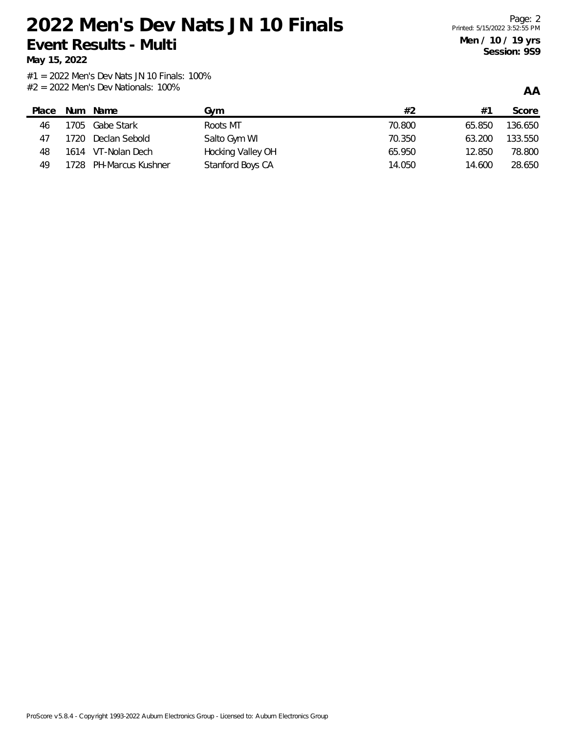# 2022 Men's Dev Nats JN 10 Finals

## Event Results - Multi

**May 15, 2022**

**Men / 10 / 19 yrs**
**Session: 9S9**

#1 = 2022 Men's Dev Nats JN 10 Finals: 100%
#2 = 2022 Men's Dev Nationals: 100%

**AA**

| Place | Num | Name | Gym | #2 | #1 | Score |
|---|---|---|---|---|---|---|
| 46 | 1705 | Gabe Stark | Roots MT | 70.800 | 65.850 | 136.650 |
| 47 | 1720 | Declan Sebold | Salto Gym WI | 70.350 | 63.200 | 133.550 |
| 48 | 1614 | VT-Nolan Dech | Hocking Valley OH | 65.950 | 12.850 | 78.800 |
| 49 | 1728 | PH-Marcus Kushner | Stanford Boys CA | 14.050 | 14.600 | 28.650 |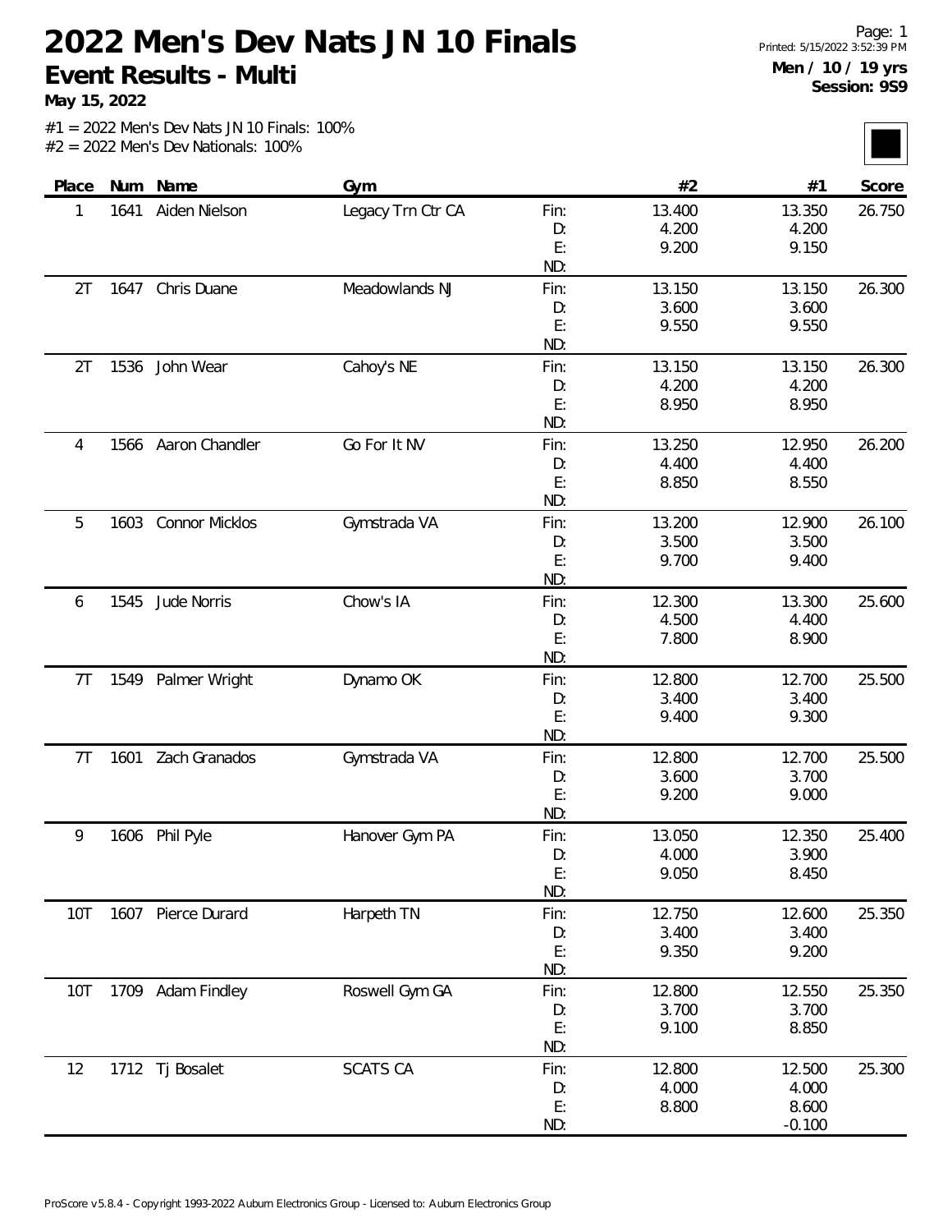# 2022 Men's Dev Nats JN 10 Finals

## Event Results - Multi

**May 15, 2022**

Page: 1
Printed: 5/15/2022 3:52:39 PM

**Men / 10 / 19 yrs**
**Session: 9S9**

#1 = 2022 Men's Dev Nats JN 10 Finals: 100%
#2 = 2022 Men's Dev Nationals: 100%

| Place | Num | Name | Gym | | #2 | #1 | Score |
|---|---|---|---|---|---|---|---|
| 1 | 1641 | Aiden Nielson | Legacy Trn Ctr CA | Fin: | 13.400 | 13.350 | 26.750 |
| | | | | D: | 4.200 | 4.200 | |
| | | | | E: | 9.200 | 9.150 | |
| | | | | ND: | | | |
| 2T | 1647 | Chris Duane | Meadowlands NJ | Fin: | 13.150 | 13.150 | 26.300 |
| | | | | D: | 3.600 | 3.600 | |
| | | | | E: | 9.550 | 9.550 | |
| | | | | ND: | | | |
| 2T | 1536 | John Wear | Cahoy's NE | Fin: | 13.150 | 13.150 | 26.300 |
| | | | | D: | 4.200 | 4.200 | |
| | | | | E: | 8.950 | 8.950 | |
| | | | | ND: | | | |
| 4 | 1566 | Aaron Chandler | Go For It NV | Fin: | 13.250 | 12.950 | 26.200 |
| | | | | D: | 4.400 | 4.400 | |
| | | | | E: | 8.850 | 8.550 | |
| | | | | ND: | | | |
| 5 | 1603 | Connor Micklos | Gymstrada VA | Fin: | 13.200 | 12.900 | 26.100 |
| | | | | D: | 3.500 | 3.500 | |
| | | | | E: | 9.700 | 9.400 | |
| | | | | ND: | | | |
| 6 | 1545 | Jude Norris | Chow's IA | Fin: | 12.300 | 13.300 | 25.600 |
| | | | | D: | 4.500 | 4.400 | |
| | | | | E: | 7.800 | 8.900 | |
| | | | | ND: | | | |
| 7T | 1549 | Palmer Wright | Dynamo OK | Fin: | 12.800 | 12.700 | 25.500 |
| | | | | D: | 3.400 | 3.400 | |
| | | | | E: | 9.400 | 9.300 | |
| | | | | ND: | | | |
| 7T | 1601 | Zach Granados | Gymstrada VA | Fin: | 12.800 | 12.700 | 25.500 |
| | | | | D: | 3.600 | 3.700 | |
| | | | | E: | 9.200 | 9.000 | |
| | | | | ND: | | | |
| 9 | 1606 | Phil Pyle | Hanover Gym PA | Fin: | 13.050 | 12.350 | 25.400 |
| | | | | D: | 4.000 | 3.900 | |
| | | | | E: | 9.050 | 8.450 | |
| | | | | ND: | | | |
| 10T | 1607 | Pierce Durard | Harpeth TN | Fin: | 12.750 | 12.600 | 25.350 |
| | | | | D: | 3.400 | 3.400 | |
| | | | | E: | 9.350 | 9.200 | |
| | | | | ND: | | | |
| 10T | 1709 | Adam Findley | Roswell Gym GA | Fin: | 12.800 | 12.550 | 25.350 |
| | | | | D: | 3.700 | 3.700 | |
| | | | | E: | 9.100 | 8.850 | |
| | | | | ND: | | | |
| 12 | 1712 | Tj Bosalet | SCATS CA | Fin: | 12.800 | 12.500 | 25.300 |
| | | | | D: | 4.000 | 4.000 | |
| | | | | E: | 8.800 | 8.600 | |
| | | | | ND: | | -0.100 | |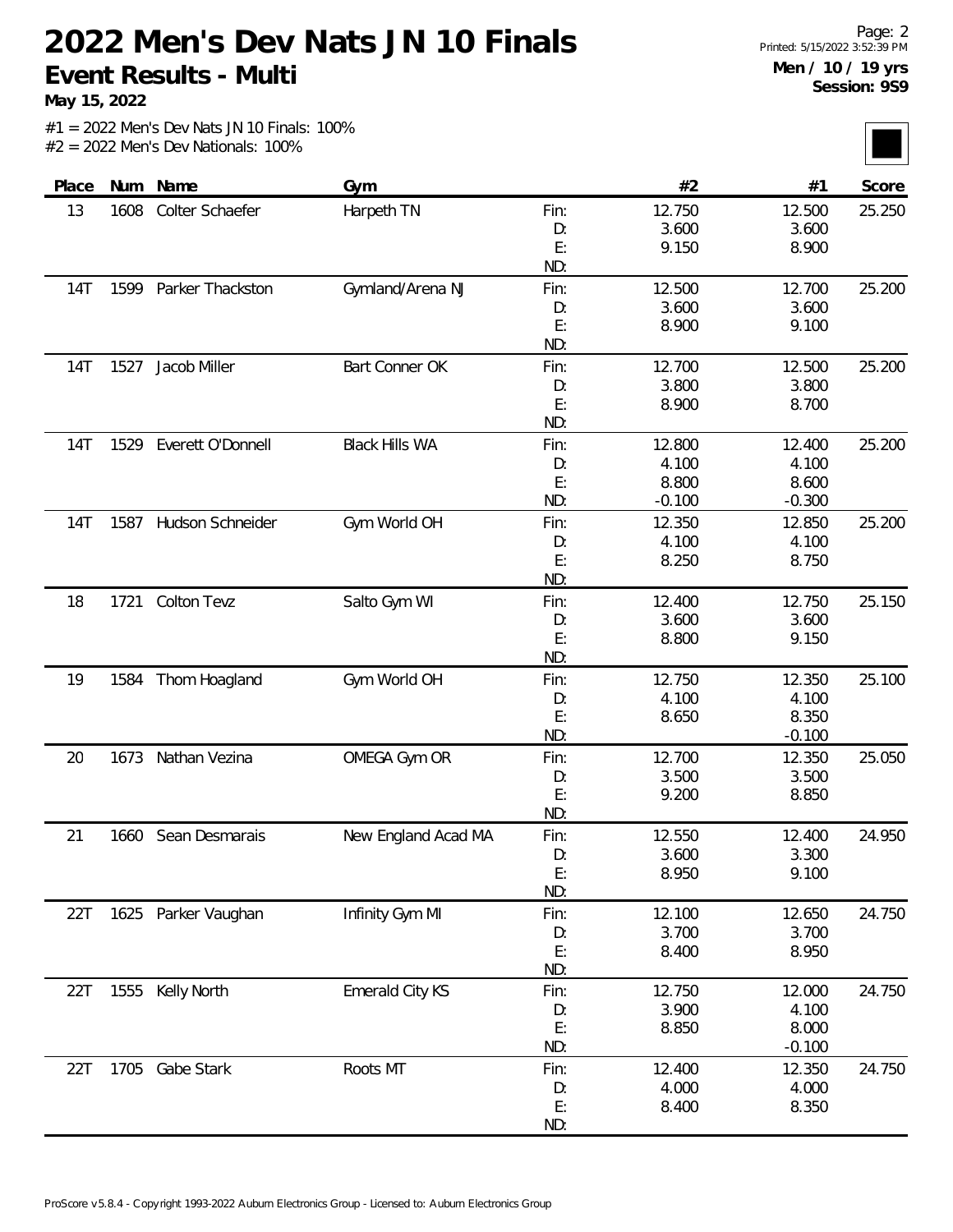# 2022 Men's Dev Nats JN 10 Finals

**Event Results - Multi**

**May 15, 2022**

**Men / 10 / 19 yrs**
**Session: 9S9**

#1 = 2022 Men's Dev Nats JN 10 Finals: 100%
#2 = 2022 Men's Dev Nationals: 100%

| Place | Num | Name | Gym | | #2 | #1 | Score |
|---|---|---|---|---|---|---|---|
| 13 | 1608 | Colter Schaefer | Harpeth TN | Fin: | 12.750 | 12.500 | 25.250 |
| | | | | D: | 3.600 | 3.600 | |
| | | | | E: | 9.150 | 8.900 | |
| | | | | ND: | | | |
| 14T | 1599 | Parker Thackston | Gymland/Arena NJ | Fin: | 12.500 | 12.700 | 25.200 |
| | | | | D: | 3.600 | 3.600 | |
| | | | | E: | 8.900 | 9.100 | |
| | | | | ND: | | | |
| 14T | 1527 | Jacob Miller | Bart Conner OK | Fin: | 12.700 | 12.500 | 25.200 |
| | | | | D: | 3.800 | 3.800 | |
| | | | | E: | 8.900 | 8.700 | |
| | | | | ND: | | | |
| 14T | 1529 | Everett O'Donnell | Black Hills WA | Fin: | 12.800 | 12.400 | 25.200 |
| | | | | D: | 4.100 | 4.100 | |
| | | | | E: | 8.800 | 8.600 | |
| | | | | ND: | -0.100 | -0.300 | |
| 14T | 1587 | Hudson Schneider | Gym World OH | Fin: | 12.350 | 12.850 | 25.200 |
| | | | | D: | 4.100 | 4.100 | |
| | | | | E: | 8.250 | 8.750 | |
| | | | | ND: | | | |
| 18 | 1721 | Colton Tevz | Salto Gym WI | Fin: | 12.400 | 12.750 | 25.150 |
| | | | | D: | 3.600 | 3.600 | |
| | | | | E: | 8.800 | 9.150 | |
| | | | | ND: | | | |
| 19 | 1584 | Thom Hoagland | Gym World OH | Fin: | 12.750 | 12.350 | 25.100 |
| | | | | D: | 4.100 | 4.100 | |
| | | | | E: | 8.650 | 8.350 | |
| | | | | ND: | | -0.100 | |
| 20 | 1673 | Nathan Vezina | OMEGA Gym OR | Fin: | 12.700 | 12.350 | 25.050 |
| | | | | D: | 3.500 | 3.500 | |
| | | | | E: | 9.200 | 8.850 | |
| | | | | ND: | | | |
| 21 | 1660 | Sean Desmarais | New England Acad MA | Fin: | 12.550 | 12.400 | 24.950 |
| | | | | D: | 3.600 | 3.300 | |
| | | | | E: | 8.950 | 9.100 | |
| | | | | ND: | | | |
| 22T | 1625 | Parker Vaughan | Infinity Gym MI | Fin: | 12.100 | 12.650 | 24.750 |
| | | | | D: | 3.700 | 3.700 | |
| | | | | E: | 8.400 | 8.950 | |
| | | | | ND: | | | |
| 22T | 1555 | Kelly North | Emerald City KS | Fin: | 12.750 | 12.000 | 24.750 |
| | | | | D: | 3.900 | 4.100 | |
| | | | | E: | 8.850 | 8.000 | |
| | | | | ND: | | -0.100 | |
| 22T | 1705 | Gabe Stark | Roots MT | Fin: | 12.400 | 12.350 | 24.750 |
| | | | | D: | 4.000 | 4.000 | |
| | | | | E: | 8.400 | 8.350 | |
| | | | | ND: | | | |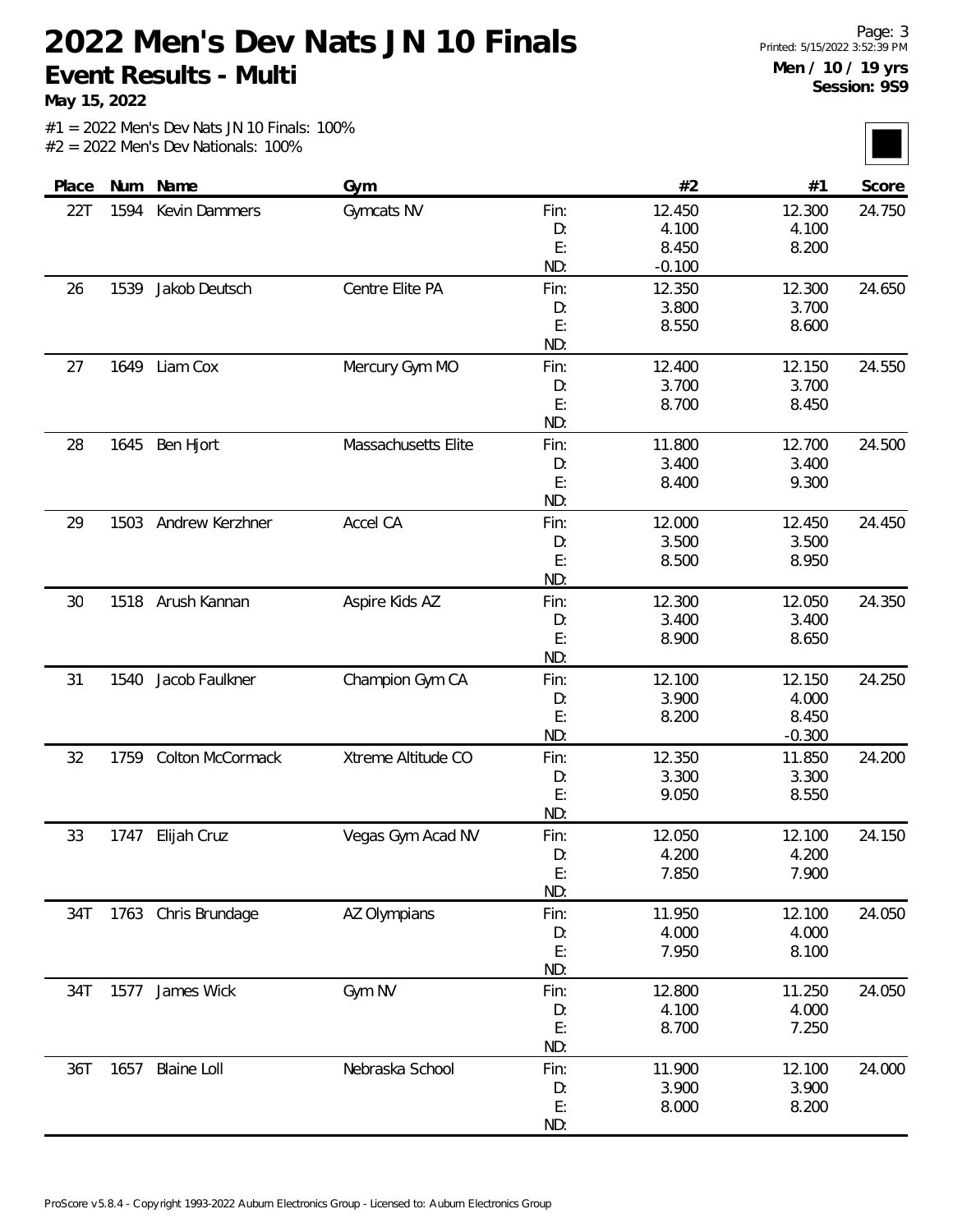# 2022 Men's Dev Nats JN 10 Finals

## Event Results - Multi

**May 15, 2022**

**Men / 10 / 19 yrs**
**Session: 9S9**

#1 = 2022 Men's Dev Nats JN 10 Finals: 100%
#2 = 2022 Men's Dev Nationals: 100%

| Place | Num | Name | Gym | | #2 | #1 | Score |
|---|---|---|---|---|---|---|---|
| 22T | 1594 | Kevin Dammers | Gymcats NV | Fin: | 12.450 | 12.300 | 24.750 |
| | | | | D: | 4.100 | 4.100 | |
| | | | | E: | 8.450 | 8.200 | |
| | | | | ND: | -0.100 | | |
| 26 | 1539 | Jakob Deutsch | Centre Elite PA | Fin: | 12.350 | 12.300 | 24.650 |
| | | | | D: | 3.800 | 3.700 | |
| | | | | E: | 8.550 | 8.600 | |
| | | | | ND: | | | |
| 27 | 1649 | Liam Cox | Mercury Gym MO | Fin: | 12.400 | 12.150 | 24.550 |
| | | | | D: | 3.700 | 3.700 | |
| | | | | E: | 8.700 | 8.450 | |
| | | | | ND: | | | |
| 28 | 1645 | Ben Hjort | Massachusetts Elite | Fin: | 11.800 | 12.700 | 24.500 |
| | | | | D: | 3.400 | 3.400 | |
| | | | | E: | 8.400 | 9.300 | |
| | | | | ND: | | | |
| 29 | 1503 | Andrew Kerzhner | Accel CA | Fin: | 12.000 | 12.450 | 24.450 |
| | | | | D: | 3.500 | 3.500 | |
| | | | | E: | 8.500 | 8.950 | |
| | | | | ND: | | | |
| 30 | 1518 | Arush Kannan | Aspire Kids AZ | Fin: | 12.300 | 12.050 | 24.350 |
| | | | | D: | 3.400 | 3.400 | |
| | | | | E: | 8.900 | 8.650 | |
| | | | | ND: | | | |
| 31 | 1540 | Jacob Faulkner | Champion Gym CA | Fin: | 12.100 | 12.150 | 24.250 |
| | | | | D: | 3.900 | 4.000 | |
| | | | | E: | 8.200 | 8.450 | |
| | | | | ND: | | -0.300 | |
| 32 | 1759 | Colton McCormack | Xtreme Altitude CO | Fin: | 12.350 | 11.850 | 24.200 |
| | | | | D: | 3.300 | 3.300 | |
| | | | | E: | 9.050 | 8.550 | |
| | | | | ND: | | | |
| 33 | 1747 | Elijah Cruz | Vegas Gym Acad NV | Fin: | 12.050 | 12.100 | 24.150 |
| | | | | D: | 4.200 | 4.200 | |
| | | | | E: | 7.850 | 7.900 | |
| | | | | ND: | | | |
| 34T | 1763 | Chris Brundage | AZ Olympians | Fin: | 11.950 | 12.100 | 24.050 |
| | | | | D: | 4.000 | 4.000 | |
| | | | | E: | 7.950 | 8.100 | |
| | | | | ND: | | | |
| 34T | 1577 | James Wick | Gym NV | Fin: | 12.800 | 11.250 | 24.050 |
| | | | | D: | 4.100 | 4.000 | |
| | | | | E: | 8.700 | 7.250 | |
| | | | | ND: | | | |
| 36T | 1657 | Blaine Loll | Nebraska School | Fin: | 11.900 | 12.100 | 24.000 |
| | | | | D: | 3.900 | 3.900 | |
| | | | | E: | 8.000 | 8.200 | |
| | | | | ND: | | | |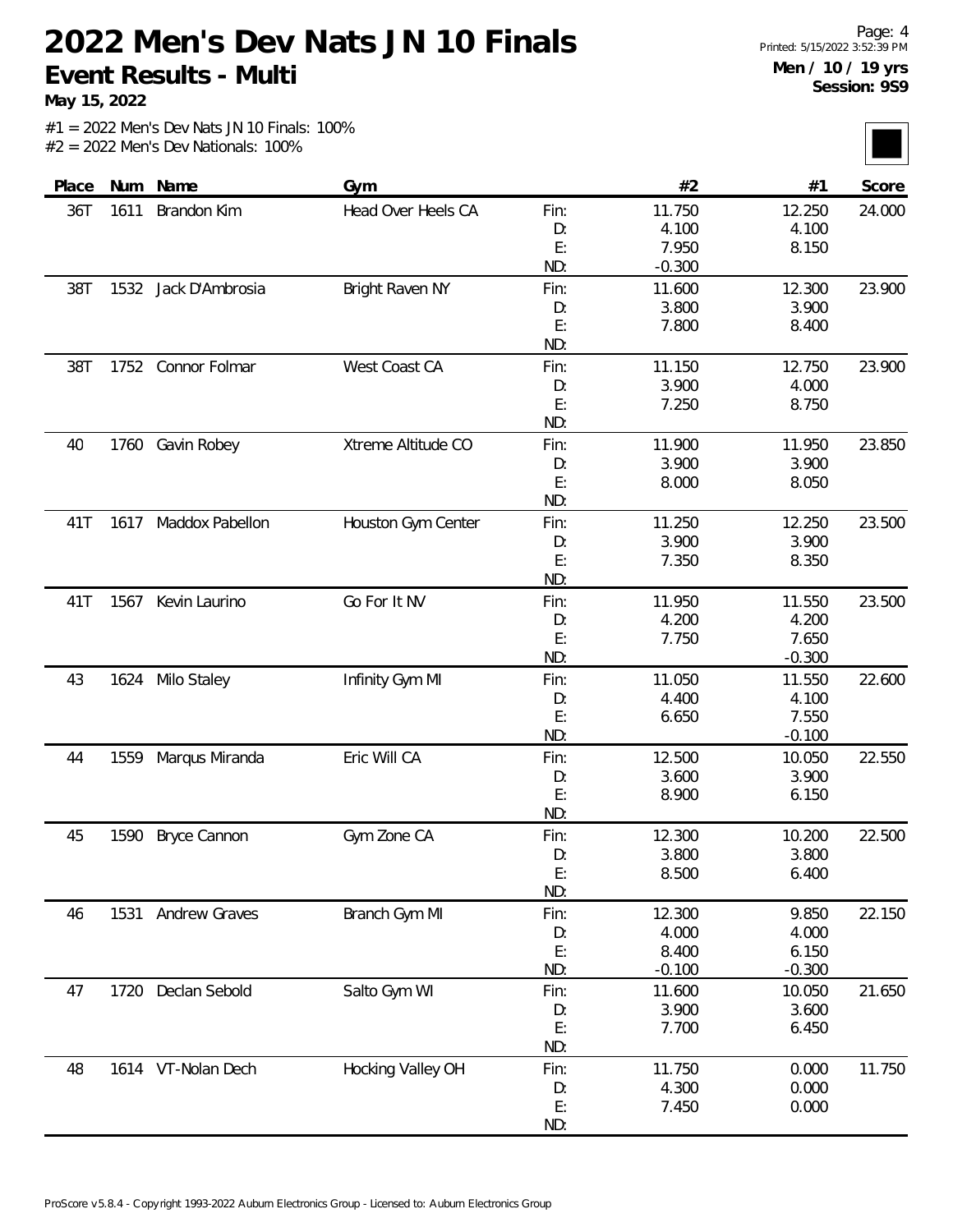# 2022 Men's Dev Nats JN 10 Finals

**Event Results - Multi**

**May 15, 2022**

**Men / 10 / 19 yrs**
**Session: 9S9**

#1 = 2022 Men's Dev Nats JN 10 Finals: 100%
#2 = 2022 Men's Dev Nationals: 100%

| Place | Num | Name | Gym | | #2 | #1 | Score |
|---|---|---|---|---|---|---|---|
| 36T | 1611 | Brandon Kim | Head Over Heels CA | Fin: | 11.750 | 12.250 | 24.000 |
| | | | | D: | 4.100 | 4.100 | |
| | | | | E: | 7.950 | 8.150 | |
| | | | | ND: | -0.300 | | |
| 38T | 1532 | Jack D'Ambrosia | Bright Raven NY | Fin: | 11.600 | 12.300 | 23.900 |
| | | | | D: | 3.800 | 3.900 | |
| | | | | E: | 7.800 | 8.400 | |
| | | | | ND: | | | |
| 38T | 1752 | Connor Folmar | West Coast CA | Fin: | 11.150 | 12.750 | 23.900 |
| | | | | D: | 3.900 | 4.000 | |
| | | | | E: | 7.250 | 8.750 | |
| | | | | ND: | | | |
| 40 | 1760 | Gavin Robey | Xtreme Altitude CO | Fin: | 11.900 | 11.950 | 23.850 |
| | | | | D: | 3.900 | 3.900 | |
| | | | | E: | 8.000 | 8.050 | |
| | | | | ND: | | | |
| 41T | 1617 | Maddox Pabellon | Houston Gym Center | Fin: | 11.250 | 12.250 | 23.500 |
| | | | | D: | 3.900 | 3.900 | |
| | | | | E: | 7.350 | 8.350 | |
| | | | | ND: | | | |
| 41T | 1567 | Kevin Laurino | Go For It NV | Fin: | 11.950 | 11.550 | 23.500 |
| | | | | D: | 4.200 | 4.200 | |
| | | | | E: | 7.750 | 7.650 | |
| | | | | ND: | | -0.300 | |
| 43 | 1624 | Milo Staley | Infinity Gym MI | Fin: | 11.050 | 11.550 | 22.600 |
| | | | | D: | 4.400 | 4.100 | |
| | | | | E: | 6.650 | 7.550 | |
| | | | | ND: | | -0.100 | |
| 44 | 1559 | Marqus Miranda | Eric Will CA | Fin: | 12.500 | 10.050 | 22.550 |
| | | | | D: | 3.600 | 3.900 | |
| | | | | E: | 8.900 | 6.150 | |
| | | | | ND: | | | |
| 45 | 1590 | Bryce Cannon | Gym Zone CA | Fin: | 12.300 | 10.200 | 22.500 |
| | | | | D: | 3.800 | 3.800 | |
| | | | | E: | 8.500 | 6.400 | |
| | | | | ND: | | | |
| 46 | 1531 | Andrew Graves | Branch Gym MI | Fin: | 12.300 | 9.850 | 22.150 |
| | | | | D: | 4.000 | 4.000 | |
| | | | | E: | 8.400 | 6.150 | |
| | | | | ND: | -0.100 | -0.300 | |
| 47 | 1720 | Declan Sebold | Salto Gym WI | Fin: | 11.600 | 10.050 | 21.650 |
| | | | | D: | 3.900 | 3.600 | |
| | | | | E: | 7.700 | 6.450 | |
| | | | | ND: | | | |
| 48 | 1614 | VT-Nolan Dech | Hocking Valley OH | Fin: | 11.750 | 0.000 | 11.750 |
| | | | | D: | 4.300 | 0.000 | |
| | | | | E: | 7.450 | 0.000 | |
| | | | | ND: | | | |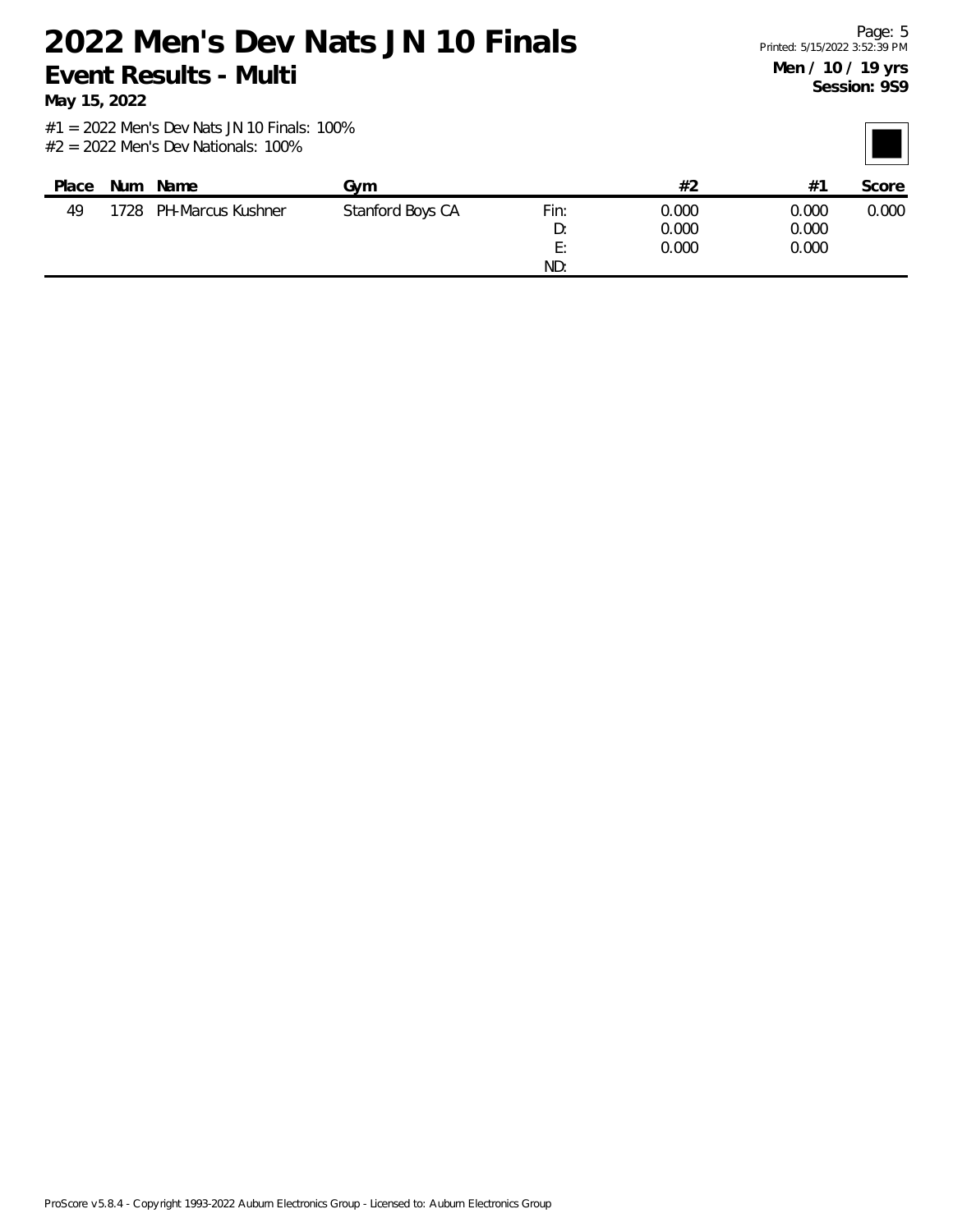# 2022 Men's Dev Nats JN 10 Finals

## Event Results - Multi

**May 15, 2022**

**Men / 10 / 19 yrs**
**Session: 9S9**

#1 = 2022 Men's Dev Nats JN 10 Finals: 100%
#2 = 2022 Men's Dev Nationals: 100%

| Place | Num | Name | Gym | | #2 | #1 | Score |
|---|---|---|---|---|---|---|---|
| 49 | 1728 | PH-Marcus Kushner | Stanford Boys CA | Fin: | 0.000 | 0.000 | 0.000 |
| | | | | D: | 0.000 | 0.000 | |
| | | | | E: | 0.000 | 0.000 | |
| | | | | ND: | | | |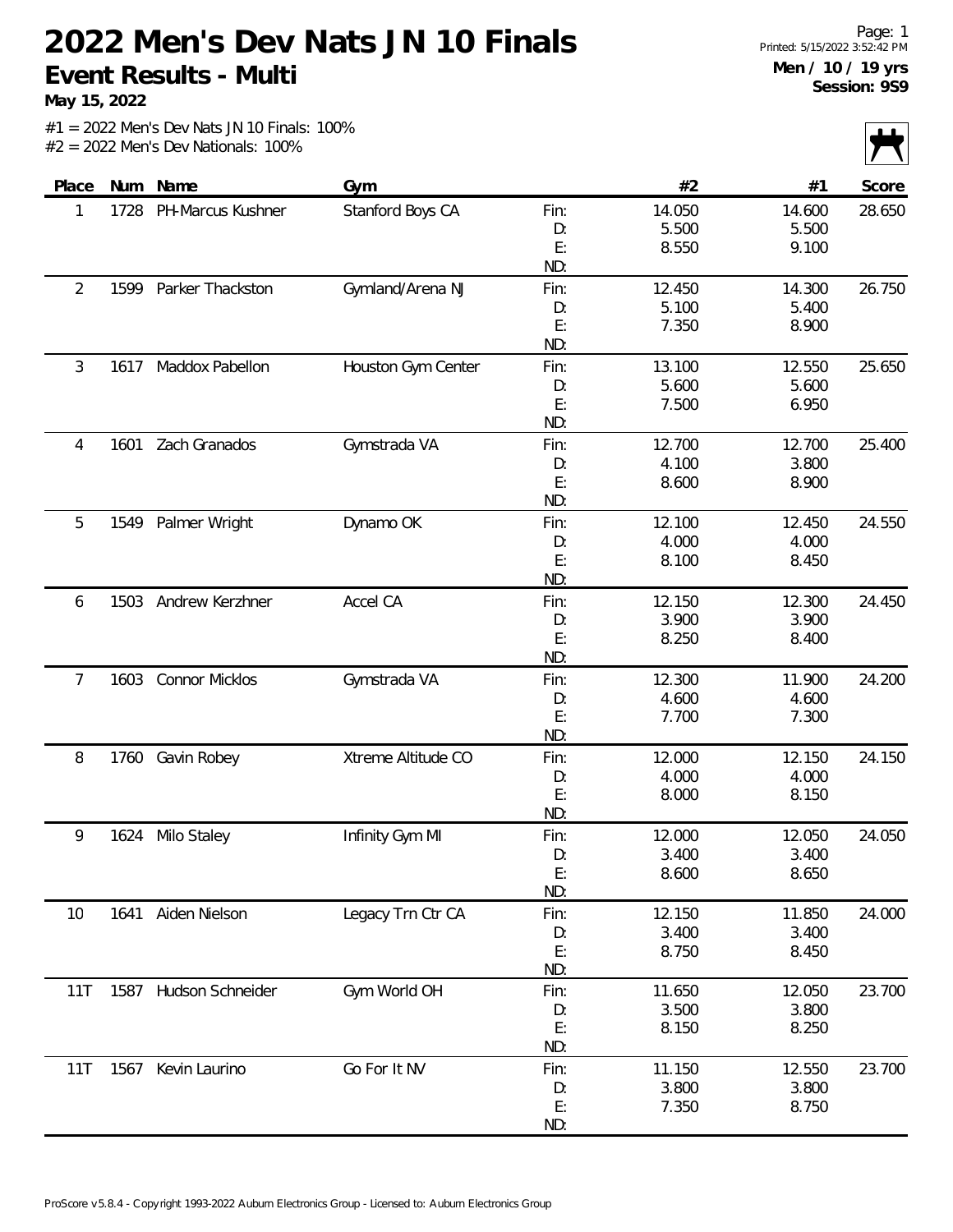# 2022 Men's Dev Nats JN 10 Finals

## Event Results - Multi

**May 15, 2022**

Printed: 5/15/2022 3:52:42 PM

**Men / 10 / 19 yrs**
**Session: 9S9**

#1 = 2022 Men's Dev Nats JN 10 Finals: 100%
#2 = 2022 Men's Dev Nationals: 100%

| Place | Num | Name | Gym | | #2 | #1 | Score |
|---|---|---|---|---|---|---|---|
| 1 | 1728 | PH-Marcus Kushner | Stanford Boys CA | Fin: | 14.050 | 14.600 | 28.650 |
| | | | | D: | 5.500 | 5.500 | |
| | | | | E: | 8.550 | 9.100 | |
| | | | | ND: | | | |
| 2 | 1599 | Parker Thackston | Gymland/Arena NJ | Fin: | 12.450 | 14.300 | 26.750 |
| | | | | D: | 5.100 | 5.400 | |
| | | | | E: | 7.350 | 8.900 | |
| | | | | ND: | | | |
| 3 | 1617 | Maddox Pabellon | Houston Gym Center | Fin: | 13.100 | 12.550 | 25.650 |
| | | | | D: | 5.600 | 5.600 | |
| | | | | E: | 7.500 | 6.950 | |
| | | | | ND: | | | |
| 4 | 1601 | Zach Granados | Gymstrada VA | Fin: | 12.700 | 12.700 | 25.400 |
| | | | | D: | 4.100 | 3.800 | |
| | | | | E: | 8.600 | 8.900 | |
| | | | | ND: | | | |
| 5 | 1549 | Palmer Wright | Dynamo OK | Fin: | 12.100 | 12.450 | 24.550 |
| | | | | D: | 4.000 | 4.000 | |
| | | | | E: | 8.100 | 8.450 | |
| | | | | ND: | | | |
| 6 | 1503 | Andrew Kerzhner | Accel CA | Fin: | 12.150 | 12.300 | 24.450 |
| | | | | D: | 3.900 | 3.900 | |
| | | | | E: | 8.250 | 8.400 | |
| | | | | ND: | | | |
| 7 | 1603 | Connor Micklos | Gymstrada VA | Fin: | 12.300 | 11.900 | 24.200 |
| | | | | D: | 4.600 | 4.600 | |
| | | | | E: | 7.700 | 7.300 | |
| | | | | ND: | | | |
| 8 | 1760 | Gavin Robey | Xtreme Altitude CO | Fin: | 12.000 | 12.150 | 24.150 |
| | | | | D: | 4.000 | 4.000 | |
| | | | | E: | 8.000 | 8.150 | |
| | | | | ND: | | | |
| 9 | 1624 | Milo Staley | Infinity Gym MI | Fin: | 12.000 | 12.050 | 24.050 |
| | | | | D: | 3.400 | 3.400 | |
| | | | | E: | 8.600 | 8.650 | |
| | | | | ND: | | | |
| 10 | 1641 | Aiden Nielson | Legacy Trn Ctr CA | Fin: | 12.150 | 11.850 | 24.000 |
| | | | | D: | 3.400 | 3.400 | |
| | | | | E: | 8.750 | 8.450 | |
| | | | | ND: | | | |
| 11T | 1587 | Hudson Schneider | Gym World OH | Fin: | 11.650 | 12.050 | 23.700 |
| | | | | D: | 3.500 | 3.800 | |
| | | | | E: | 8.150 | 8.250 | |
| | | | | ND: | | | |
| 11T | 1567 | Kevin Laurino | Go For It NV | Fin: | 11.150 | 12.550 | 23.700 |
| | | | | D: | 3.800 | 3.800 | |
| | | | | E: | 7.350 | 8.750 | |
| | | | | ND: | | | |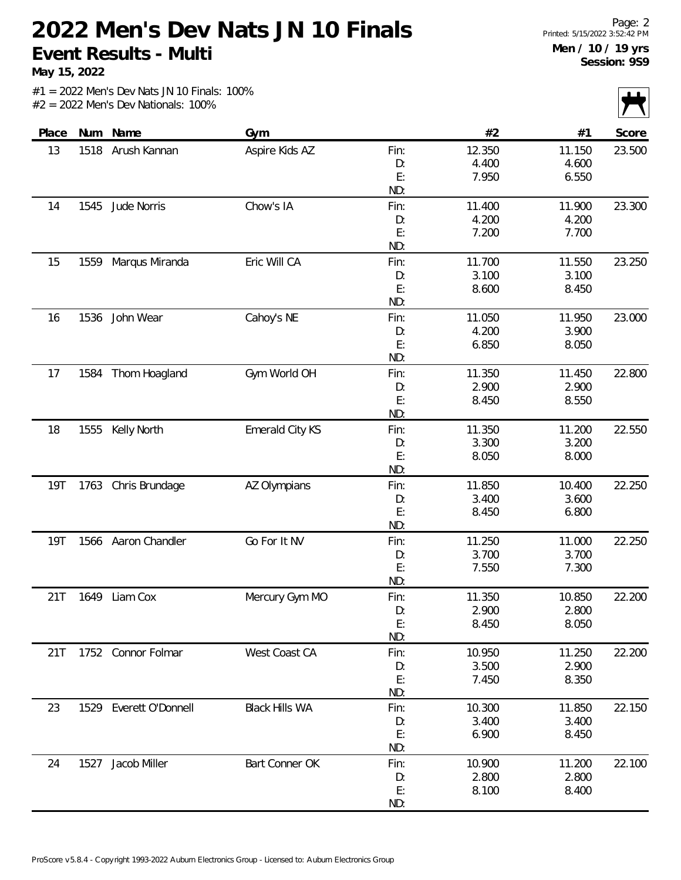# 2022 Men's Dev Nats JN 10 Finals

**Event Results - Multi**

**May 15, 2022**

Men / 10 / 19 yrs
Session: 9S9

#1 = 2022 Men's Dev Nats JN 10 Finals: 100%
#2 = 2022 Men's Dev Nationals: 100%

| Place | Num | Name | Gym | | #2 | #1 | Score |
|---|---|---|---|---|---|---|---|
| 13 | 1518 | Arush Kannan | Aspire Kids AZ | Fin: | 12.350 | 11.150 | 23.500 |
| | | | | D: | 4.400 | 4.600 | |
| | | | | E: | 7.950 | 6.550 | |
| | | | | ND: | | | |
| 14 | 1545 | Jude Norris | Chow's IA | Fin: | 11.400 | 11.900 | 23.300 |
| | | | | D: | 4.200 | 4.200 | |
| | | | | E: | 7.200 | 7.700 | |
| | | | | ND: | | | |
| 15 | 1559 | Marqus Miranda | Eric Will CA | Fin: | 11.700 | 11.550 | 23.250 |
| | | | | D: | 3.100 | 3.100 | |
| | | | | E: | 8.600 | 8.450 | |
| | | | | ND: | | | |
| 16 | 1536 | John Wear | Cahoy's NE | Fin: | 11.050 | 11.950 | 23.000 |
| | | | | D: | 4.200 | 3.900 | |
| | | | | E: | 6.850 | 8.050 | |
| | | | | ND: | | | |
| 17 | 1584 | Thom Hoagland | Gym World OH | Fin: | 11.350 | 11.450 | 22.800 |
| | | | | D: | 2.900 | 2.900 | |
| | | | | E: | 8.450 | 8.550 | |
| | | | | ND: | | | |
| 18 | 1555 | Kelly North | Emerald City KS | Fin: | 11.350 | 11.200 | 22.550 |
| | | | | D: | 3.300 | 3.200 | |
| | | | | E: | 8.050 | 8.000 | |
| | | | | ND: | | | |
| 19T | 1763 | Chris Brundage | AZ Olympians | Fin: | 11.850 | 10.400 | 22.250 |
| | | | | D: | 3.400 | 3.600 | |
| | | | | E: | 8.450 | 6.800 | |
| | | | | ND: | | | |
| 19T | 1566 | Aaron Chandler | Go For It NV | Fin: | 11.250 | 11.000 | 22.250 |
| | | | | D: | 3.700 | 3.700 | |
| | | | | E: | 7.550 | 7.300 | |
| | | | | ND: | | | |
| 21T | 1649 | Liam Cox | Mercury Gym MO | Fin: | 11.350 | 10.850 | 22.200 |
| | | | | D: | 2.900 | 2.800 | |
| | | | | E: | 8.450 | 8.050 | |
| | | | | ND: | | | |
| 21T | 1752 | Connor Folmar | West Coast CA | Fin: | 10.950 | 11.250 | 22.200 |
| | | | | D: | 3.500 | 2.900 | |
| | | | | E: | 7.450 | 8.350 | |
| | | | | ND: | | | |
| 23 | 1529 | Everett O'Donnell | Black Hills WA | Fin: | 10.300 | 11.850 | 22.150 |
| | | | | D: | 3.400 | 3.400 | |
| | | | | E: | 6.900 | 8.450 | |
| | | | | ND: | | | |
| 24 | 1527 | Jacob Miller | Bart Conner OK | Fin: | 10.900 | 11.200 | 22.100 |
| | | | | D: | 2.800 | 2.800 | |
| | | | | E: | 8.100 | 8.400 | |
| | | | | ND: | | | |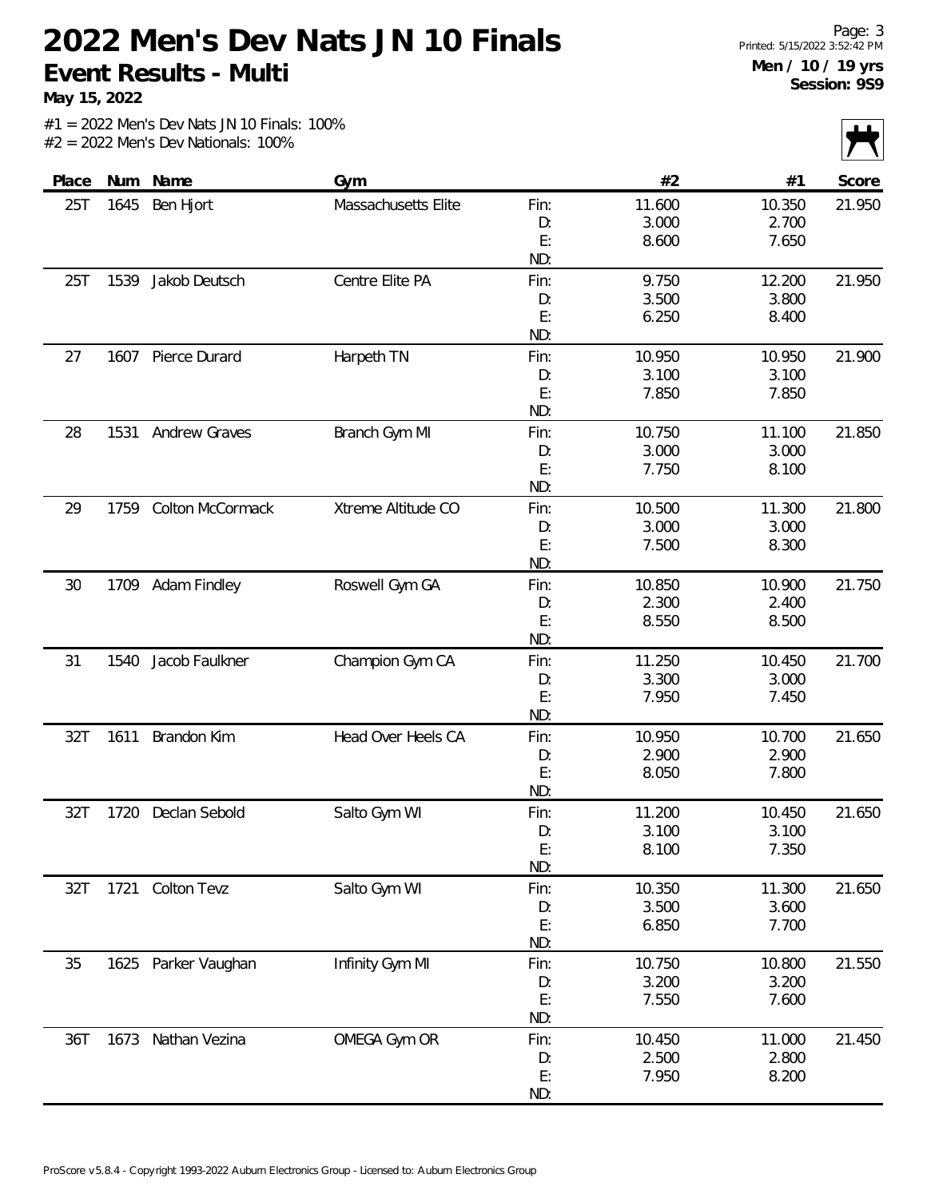# 2022 Men's Dev Nats JN 10 Finals

**Event Results - Multi**

**May 15, 2022**

Printed: 5/15/2022 3:52:42 PM

**Men / 10 / 19 yrs**
**Session: 9S9**

#1 = 2022 Men's Dev Nats JN 10 Finals: 100%
#2 = 2022 Men's Dev Nationals: 100%

| Place | Num | Name | Gym | | #2 | #1 | Score |
|---|---|---|---|---|---|---|---|
| 25T | 1645 | Ben Hjort | Massachusetts Elite | Fin: | 11.600 | 10.350 | 21.950 |
| | | | | D: | 3.000 | 2.700 | |
| | | | | E: | 8.600 | 7.650 | |
| | | | | ND: | | | |
| 25T | 1539 | Jakob Deutsch | Centre Elite PA | Fin: | 9.750 | 12.200 | 21.950 |
| | | | | D: | 3.500 | 3.800 | |
| | | | | E: | 6.250 | 8.400 | |
| | | | | ND: | | | |
| 27 | 1607 | Pierce Durard | Harpeth TN | Fin: | 10.950 | 10.950 | 21.900 |
| | | | | D: | 3.100 | 3.100 | |
| | | | | E: | 7.850 | 7.850 | |
| | | | | ND: | | | |
| 28 | 1531 | Andrew Graves | Branch Gym MI | Fin: | 10.750 | 11.100 | 21.850 |
| | | | | D: | 3.000 | 3.000 | |
| | | | | E: | 7.750 | 8.100 | |
| | | | | ND: | | | |
| 29 | 1759 | Colton McCormack | Xtreme Altitude CO | Fin: | 10.500 | 11.300 | 21.800 |
| | | | | D: | 3.000 | 3.000 | |
| | | | | E: | 7.500 | 8.300 | |
| | | | | ND: | | | |
| 30 | 1709 | Adam Findley | Roswell Gym GA | Fin: | 10.850 | 10.900 | 21.750 |
| | | | | D: | 2.300 | 2.400 | |
| | | | | E: | 8.550 | 8.500 | |
| | | | | ND: | | | |
| 31 | 1540 | Jacob Faulkner | Champion Gym CA | Fin: | 11.250 | 10.450 | 21.700 |
| | | | | D: | 3.300 | 3.000 | |
| | | | | E: | 7.950 | 7.450 | |
| | | | | ND: | | | |
| 32T | 1611 | Brandon Kim | Head Over Heels CA | Fin: | 10.950 | 10.700 | 21.650 |
| | | | | D: | 2.900 | 2.900 | |
| | | | | E: | 8.050 | 7.800 | |
| | | | | ND: | | | |
| 32T | 1720 | Declan Sebold | Salto Gym WI | Fin: | 11.200 | 10.450 | 21.650 |
| | | | | D: | 3.100 | 3.100 | |
| | | | | E: | 8.100 | 7.350 | |
| | | | | ND: | | | |
| 32T | 1721 | Colton Tevz | Salto Gym WI | Fin: | 10.350 | 11.300 | 21.650 |
| | | | | D: | 3.500 | 3.600 | |
| | | | | E: | 6.850 | 7.700 | |
| | | | | ND: | | | |
| 35 | 1625 | Parker Vaughan | Infinity Gym MI | Fin: | 10.750 | 10.800 | 21.550 |
| | | | | D: | 3.200 | 3.200 | |
| | | | | E: | 7.550 | 7.600 | |
| | | | | ND: | | | |
| 36T | 1673 | Nathan Vezina | OMEGA Gym OR | Fin: | 10.450 | 11.000 | 21.450 |
| | | | | D: | 2.500 | 2.800 | |
| | | | | E: | 7.950 | 8.200 | |
| | | | | ND: | | | |

ProScore v5.8.4 - Copyright 1993-2022 Auburn Electronics Group - Licensed to: Auburn Electronics Group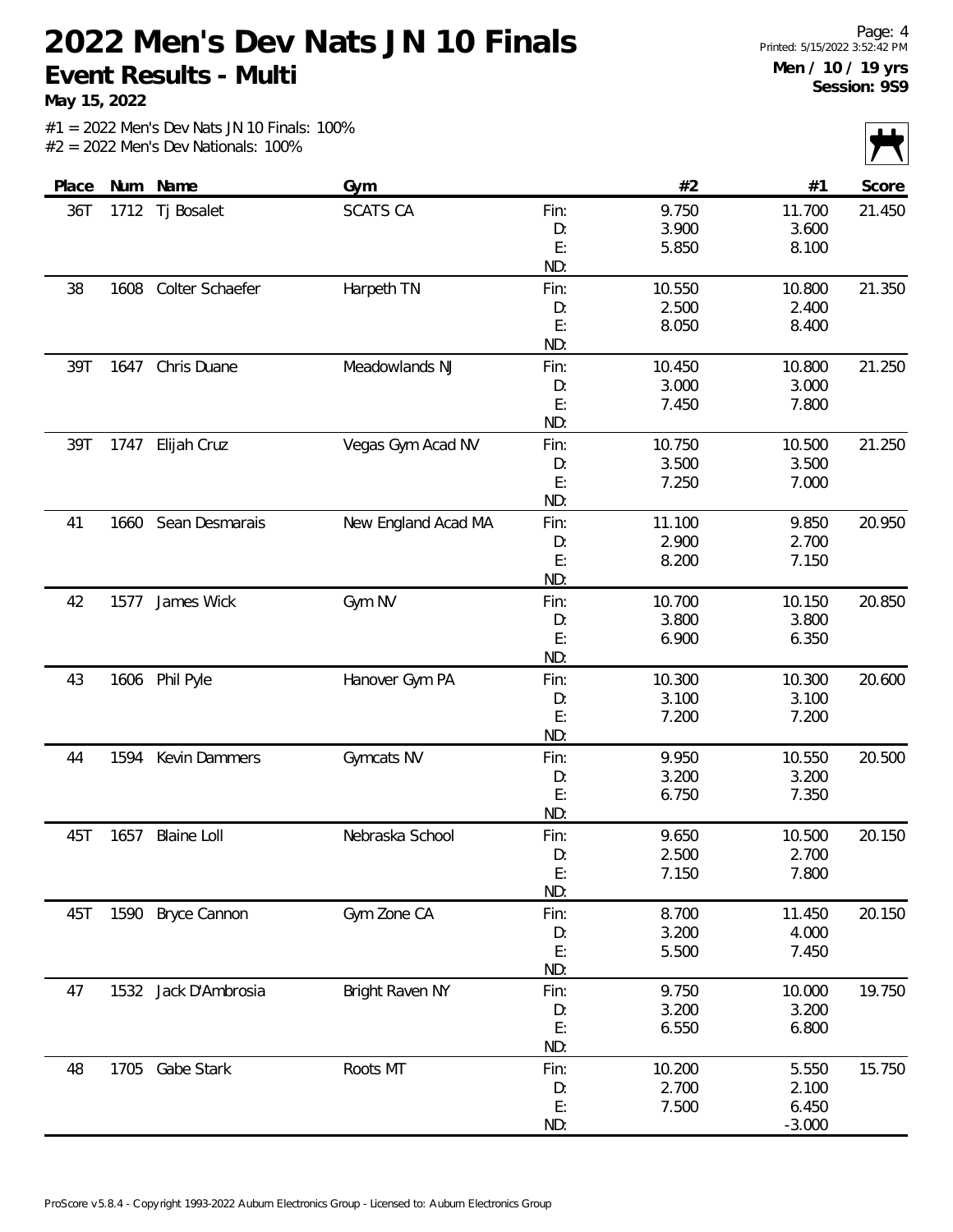# 2022 Men's Dev Nats JN 10 Finals

**Event Results - Multi**

**May 15, 2022**

Printed: 5/15/2022 3:52:42 PM

**Men / 10 / 19 yrs**
**Session: 9S9**

#1 = 2022 Men's Dev Nats JN 10 Finals: 100%
#2 = 2022 Men's Dev Nationals: 100%

| Place | Num | Name | Gym | | #2 | #1 | Score |
|---|---|---|---|---|---|---|---|
| 36T | 1712 | Tj Bosalet | SCATS CA | Fin: | 9.750 | 11.700 | 21.450 |
| | | | | D: | 3.900 | 3.600 | |
| | | | | E: | 5.850 | 8.100 | |
| | | | | ND: | | | |
| 38 | 1608 | Colter Schaefer | Harpeth TN | Fin: | 10.550 | 10.800 | 21.350 |
| | | | | D: | 2.500 | 2.400 | |
| | | | | E: | 8.050 | 8.400 | |
| | | | | ND: | | | |
| 39T | 1647 | Chris Duane | Meadowlands NJ | Fin: | 10.450 | 10.800 | 21.250 |
| | | | | D: | 3.000 | 3.000 | |
| | | | | E: | 7.450 | 7.800 | |
| | | | | ND: | | | |
| 39T | 1747 | Elijah Cruz | Vegas Gym Acad NV | Fin: | 10.750 | 10.500 | 21.250 |
| | | | | D: | 3.500 | 3.500 | |
| | | | | E: | 7.250 | 7.000 | |
| | | | | ND: | | | |
| 41 | 1660 | Sean Desmarais | New England Acad MA | Fin: | 11.100 | 9.850 | 20.950 |
| | | | | D: | 2.900 | 2.700 | |
| | | | | E: | 8.200 | 7.150 | |
| | | | | ND: | | | |
| 42 | 1577 | James Wick | Gym NV | Fin: | 10.700 | 10.150 | 20.850 |
| | | | | D: | 3.800 | 3.800 | |
| | | | | E: | 6.900 | 6.350 | |
| | | | | ND: | | | |
| 43 | 1606 | Phil Pyle | Hanover Gym PA | Fin: | 10.300 | 10.300 | 20.600 |
| | | | | D: | 3.100 | 3.100 | |
| | | | | E: | 7.200 | 7.200 | |
| | | | | ND: | | | |
| 44 | 1594 | Kevin Dammers | Gymcats NV | Fin: | 9.950 | 10.550 | 20.500 |
| | | | | D: | 3.200 | 3.200 | |
| | | | | E: | 6.750 | 7.350 | |
| | | | | ND: | | | |
| 45T | 1657 | Blaine Loll | Nebraska School | Fin: | 9.650 | 10.500 | 20.150 |
| | | | | D: | 2.500 | 2.700 | |
| | | | | E: | 7.150 | 7.800 | |
| | | | | ND: | | | |
| 45T | 1590 | Bryce Cannon | Gym Zone CA | Fin: | 8.700 | 11.450 | 20.150 |
| | | | | D: | 3.200 | 4.000 | |
| | | | | E: | 5.500 | 7.450 | |
| | | | | ND: | | | |
| 47 | 1532 | Jack D'Ambrosia | Bright Raven NY | Fin: | 9.750 | 10.000 | 19.750 |
| | | | | D: | 3.200 | 3.200 | |
| | | | | E: | 6.550 | 6.800 | |
| | | | | ND: | | | |
| 48 | 1705 | Gabe Stark | Roots MT | Fin: | 10.200 | 5.550 | 15.750 |
| | | | | D: | 2.700 | 2.100 | |
| | | | | E: | 7.500 | 6.450 | |
| | | | | ND: | | -3.000 | |

ProScore v5.8.4 - Copyright 1993-2022 Auburn Electronics Group - Licensed to: Auburn Electronics Group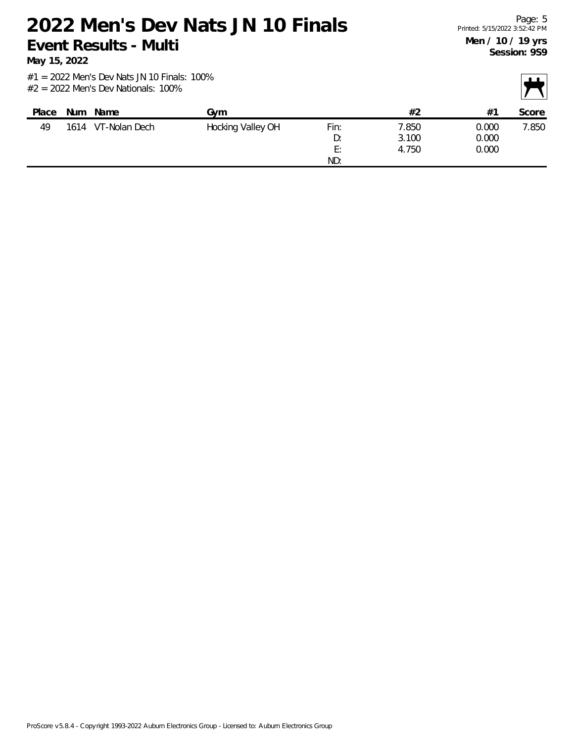# 2022 Men's Dev Nats JN 10 Finals

## Event Results - Multi

**May 15, 2022**

**Men / 10 / 19 yrs**
**Session: 9S9**

#1 = 2022 Men's Dev Nats JN 10 Finals: 100%
#2 = 2022 Men's Dev Nationals: 100%

| Place | Num | Name | Gym | | #2 | #1 | Score |
|---|---|---|---|---|---|---|---|
| 49 | 1614 | VT-Nolan Dech | Hocking Valley OH | Fin: | 7.850 | 0.000 | 7.850 |
| | | | | D: | 3.100 | 0.000 | |
| | | | | E: | 4.750 | 0.000 | |
| | | | | ND: | | | |

ProScore v5.8.4 - Copyright 1993-2022 Auburn Electronics Group - Licensed to: Auburn Electronics Group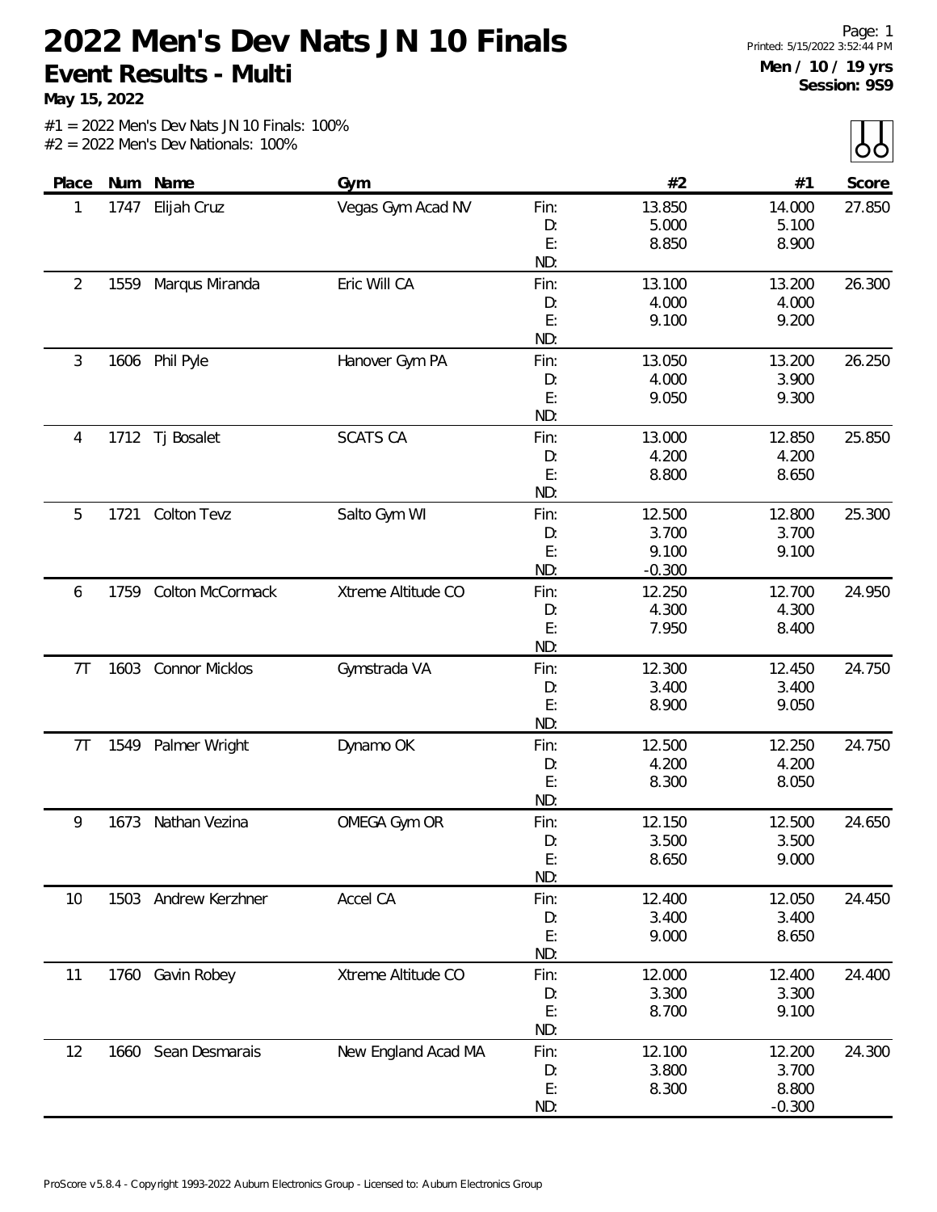# 2022 Men's Dev Nats JN 10 Finals

## Event Results - Multi

**May 15, 2022**

Printed: 5/15/2022 3:52:44 PM

**Men / 10 / 19 yrs**
**Session: 9S9**

#1 = 2022 Men's Dev Nats JN 10 Finals: 100%
#2 = 2022 Men's Dev Nationals: 100%

| Place | Num | Name | Gym | | #2 | #1 | Score |
|---|---|---|---|---|---|---|---|
| 1 | 1747 | Elijah Cruz | Vegas Gym Acad NV | Fin: | 13.850 | 14.000 | 27.850 |
| | | | | D: | 5.000 | 5.100 | |
| | | | | E: | 8.850 | 8.900 | |
| | | | | ND: | | | |
| 2 | 1559 | Marqus Miranda | Eric Will CA | Fin: | 13.100 | 13.200 | 26.300 |
| | | | | D: | 4.000 | 4.000 | |
| | | | | E: | 9.100 | 9.200 | |
| | | | | ND: | | | |
| 3 | 1606 | Phil Pyle | Hanover Gym PA | Fin: | 13.050 | 13.200 | 26.250 |
| | | | | D: | 4.000 | 3.900 | |
| | | | | E: | 9.050 | 9.300 | |
| | | | | ND: | | | |
| 4 | 1712 | Tj Bosalet | SCATS CA | Fin: | 13.000 | 12.850 | 25.850 |
| | | | | D: | 4.200 | 4.200 | |
| | | | | E: | 8.800 | 8.650 | |
| | | | | ND: | | | |
| 5 | 1721 | Colton Tevz | Salto Gym WI | Fin: | 12.500 | 12.800 | 25.300 |
| | | | | D: | 3.700 | 3.700 | |
| | | | | E: | 9.100 | 9.100 | |
| | | | | ND: | -0.300 | | |
| 6 | 1759 | Colton McCormack | Xtreme Altitude CO | Fin: | 12.250 | 12.700 | 24.950 |
| | | | | D: | 4.300 | 4.300 | |
| | | | | E: | 7.950 | 8.400 | |
| | | | | ND: | | | |
| 7T | 1603 | Connor Micklos | Gymstrada VA | Fin: | 12.300 | 12.450 | 24.750 |
| | | | | D: | 3.400 | 3.400 | |
| | | | | E: | 8.900 | 9.050 | |
| | | | | ND: | | | |
| 7T | 1549 | Palmer Wright | Dynamo OK | Fin: | 12.500 | 12.250 | 24.750 |
| | | | | D: | 4.200 | 4.200 | |
| | | | | E: | 8.300 | 8.050 | |
| | | | | ND: | | | |
| 9 | 1673 | Nathan Vezina | OMEGA Gym OR | Fin: | 12.150 | 12.500 | 24.650 |
| | | | | D: | 3.500 | 3.500 | |
| | | | | E: | 8.650 | 9.000 | |
| | | | | ND: | | | |
| 10 | 1503 | Andrew Kerzhner | Accel CA | Fin: | 12.400 | 12.050 | 24.450 |
| | | | | D: | 3.400 | 3.400 | |
| | | | | E: | 9.000 | 8.650 | |
| | | | | ND: | | | |
| 11 | 1760 | Gavin Robey | Xtreme Altitude CO | Fin: | 12.000 | 12.400 | 24.400 |
| | | | | D: | 3.300 | 3.300 | |
| | | | | E: | 8.700 | 9.100 | |
| | | | | ND: | | | |
| 12 | 1660 | Sean Desmarais | New England Acad MA | Fin: | 12.100 | 12.200 | 24.300 |
| | | | | D: | 3.800 | 3.700 | |
| | | | | E: | 8.300 | 8.800 | |
| | | | | ND: | | -0.300 | |

ProScore v5.8.4 - Copyright 1993-2022 Auburn Electronics Group - Licensed to: Auburn Electronics Group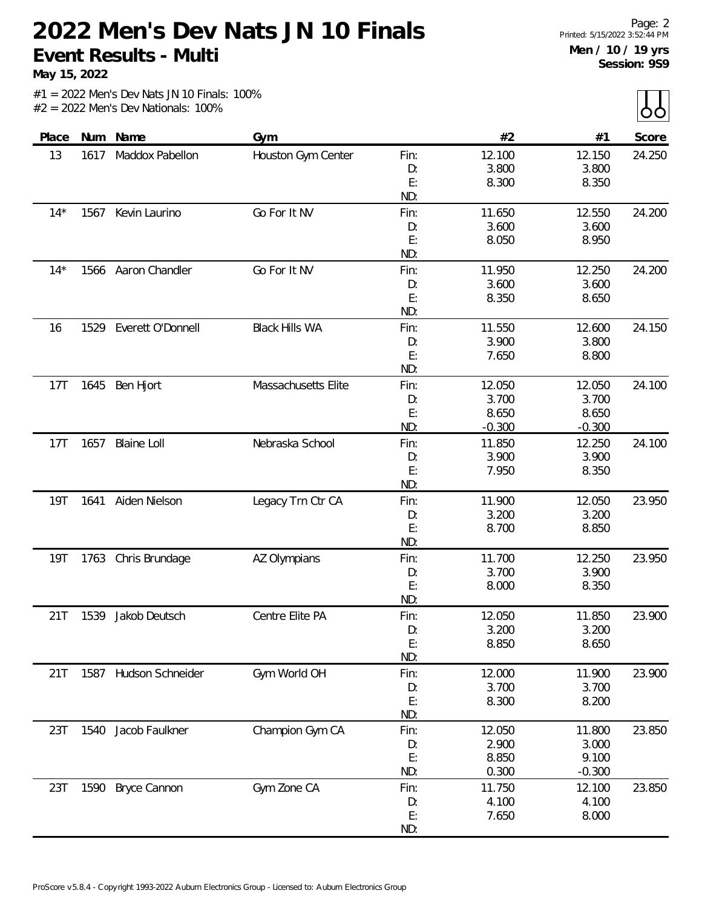# 2022 Men's Dev Nats JN 10 Finals

## Event Results - Multi

**May 15, 2022**

Men / 10 / 19 yrs
Session: 9S9

#1 = 2022 Men's Dev Nats JN 10 Finals: 100%
#2 = 2022 Men's Dev Nationals: 100%

| Place | Num | Name | Gym | | #2 | #1 | Score |
|---|---|---|---|---|---|---|---|
| 13 | 1617 | Maddox Pabellon | Houston Gym Center | Fin: | 12.100 | 12.150 | 24.250 |
| | | | | D: | 3.800 | 3.800 | |
| | | | | E: | 8.300 | 8.350 | |
| | | | | ND: | | | |
| 14* | 1567 | Kevin Laurino | Go For It NV | Fin: | 11.650 | 12.550 | 24.200 |
| | | | | D: | 3.600 | 3.600 | |
| | | | | E: | 8.050 | 8.950 | |
| | | | | ND: | | | |
| 14* | 1566 | Aaron Chandler | Go For It NV | Fin: | 11.950 | 12.250 | 24.200 |
| | | | | D: | 3.600 | 3.600 | |
| | | | | E: | 8.350 | 8.650 | |
| | | | | ND: | | | |
| 16 | 1529 | Everett O'Donnell | Black Hills WA | Fin: | 11.550 | 12.600 | 24.150 |
| | | | | D: | 3.900 | 3.800 | |
| | | | | E: | 7.650 | 8.800 | |
| | | | | ND: | | | |
| 17T | 1645 | Ben Hjort | Massachusetts Elite | Fin: | 12.050 | 12.050 | 24.100 |
| | | | | D: | 3.700 | 3.700 | |
| | | | | E: | 8.650 | 8.650 | |
| | | | | ND: | -0.300 | -0.300 | |
| 17T | 1657 | Blaine Loll | Nebraska School | Fin: | 11.850 | 12.250 | 24.100 |
| | | | | D: | 3.900 | 3.900 | |
| | | | | E: | 7.950 | 8.350 | |
| | | | | ND: | | | |
| 19T | 1641 | Aiden Nielson | Legacy Trn Ctr CA | Fin: | 11.900 | 12.050 | 23.950 |
| | | | | D: | 3.200 | 3.200 | |
| | | | | E: | 8.700 | 8.850 | |
| | | | | ND: | | | |
| 19T | 1763 | Chris Brundage | AZ Olympians | Fin: | 11.700 | 12.250 | 23.950 |
| | | | | D: | 3.700 | 3.900 | |
| | | | | E: | 8.000 | 8.350 | |
| | | | | ND: | | | |
| 21T | 1539 | Jakob Deutsch | Centre Elite PA | Fin: | 12.050 | 11.850 | 23.900 |
| | | | | D: | 3.200 | 3.200 | |
| | | | | E: | 8.850 | 8.650 | |
| | | | | ND: | | | |
| 21T | 1587 | Hudson Schneider | Gym World OH | Fin: | 12.000 | 11.900 | 23.900 |
| | | | | D: | 3.700 | 3.700 | |
| | | | | E: | 8.300 | 8.200 | |
| | | | | ND: | | | |
| 23T | 1540 | Jacob Faulkner | Champion Gym CA | Fin: | 12.050 | 11.800 | 23.850 |
| | | | | D: | 2.900 | 3.000 | |
| | | | | E: | 8.850 | 9.100 | |
| | | | | ND: | 0.300 | -0.300 | |
| 23T | 1590 | Bryce Cannon | Gym Zone CA | Fin: | 11.750 | 12.100 | 23.850 |
| | | | | D: | 4.100 | 4.100 | |
| | | | | E: | 7.650 | 8.000 | |
| | | | | ND: | | | |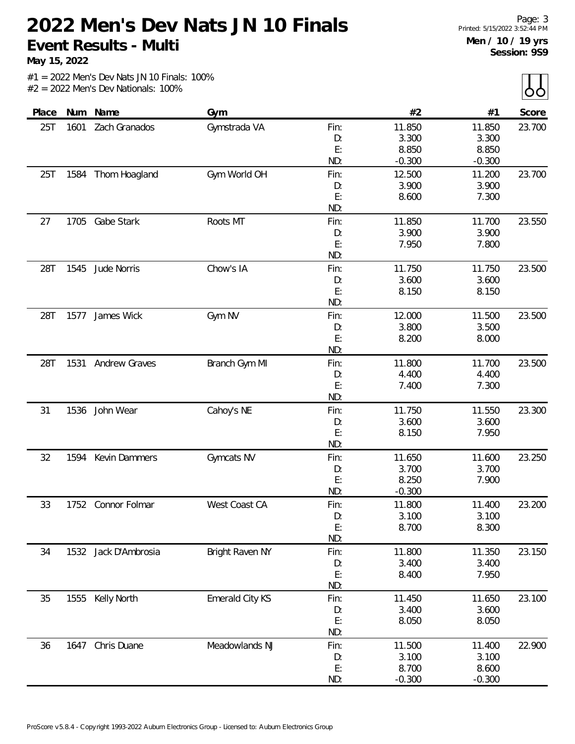# 2022 Men's Dev Nats JN 10 Finals

## Event Results - Multi

**May 15, 2022**

Printed: 5/15/2022 3:52:44 PM

**Men / 10 / 19 yrs**
**Session: 9S9**

#1 = 2022 Men's Dev Nats JN 10 Finals: 100%
#2 = 2022 Men's Dev Nationals: 100%

| Place | Num | Name | Gym | | #2 | #1 | Score |
|---|---|---|---|---|---|---|---|
| 25T | 1601 | Zach Granados | Gymstrada VA | Fin: | 11.850 | 11.850 | 23.700 |
| | | | | D: | 3.300 | 3.300 | |
| | | | | E: | 8.850 | 8.850 | |
| | | | | ND: | -0.300 | -0.300 | |
| 25T | 1584 | Thom Hoagland | Gym World OH | Fin: | 12.500 | 11.200 | 23.700 |
| | | | | D: | 3.900 | 3.900 | |
| | | | | E: | 8.600 | 7.300 | |
| | | | | ND: | | | |
| 27 | 1705 | Gabe Stark | Roots MT | Fin: | 11.850 | 11.700 | 23.550 |
| | | | | D: | 3.900 | 3.900 | |
| | | | | E: | 7.950 | 7.800 | |
| | | | | ND: | | | |
| 28T | 1545 | Jude Norris | Chow's IA | Fin: | 11.750 | 11.750 | 23.500 |
| | | | | D: | 3.600 | 3.600 | |
| | | | | E: | 8.150 | 8.150 | |
| | | | | ND: | | | |
| 28T | 1577 | James Wick | Gym NV | Fin: | 12.000 | 11.500 | 23.500 |
| | | | | D: | 3.800 | 3.500 | |
| | | | | E: | 8.200 | 8.000 | |
| | | | | ND: | | | |
| 28T | 1531 | Andrew Graves | Branch Gym MI | Fin: | 11.800 | 11.700 | 23.500 |
| | | | | D: | 4.400 | 4.400 | |
| | | | | E: | 7.400 | 7.300 | |
| | | | | ND: | | | |
| 31 | 1536 | John Wear | Cahoy's NE | Fin: | 11.750 | 11.550 | 23.300 |
| | | | | D: | 3.600 | 3.600 | |
| | | | | E: | 8.150 | 7.950 | |
| | | | | ND: | | | |
| 32 | 1594 | Kevin Dammers | Gymcats NV | Fin: | 11.650 | 11.600 | 23.250 |
| | | | | D: | 3.700 | 3.700 | |
| | | | | E: | 8.250 | 7.900 | |
| | | | | ND: | -0.300 | | |
| 33 | 1752 | Connor Folmar | West Coast CA | Fin: | 11.800 | 11.400 | 23.200 |
| | | | | D: | 3.100 | 3.100 | |
| | | | | E: | 8.700 | 8.300 | |
| | | | | ND: | | | |
| 34 | 1532 | Jack D'Ambrosia | Bright Raven NY | Fin: | 11.800 | 11.350 | 23.150 |
| | | | | D: | 3.400 | 3.400 | |
| | | | | E: | 8.400 | 7.950 | |
| | | | | ND: | | | |
| 35 | 1555 | Kelly North | Emerald City KS | Fin: | 11.450 | 11.650 | 23.100 |
| | | | | D: | 3.400 | 3.600 | |
| | | | | E: | 8.050 | 8.050 | |
| | | | | ND: | | | |
| 36 | 1647 | Chris Duane | Meadowlands NJ | Fin: | 11.500 | 11.400 | 22.900 |
| | | | | D: | 3.100 | 3.100 | |
| | | | | E: | 8.700 | 8.600 | |
| | | | | ND: | -0.300 | -0.300 | |

ProScore v5.8.4 - Copyright 1993-2022 Auburn Electronics Group - Licensed to: Auburn Electronics Group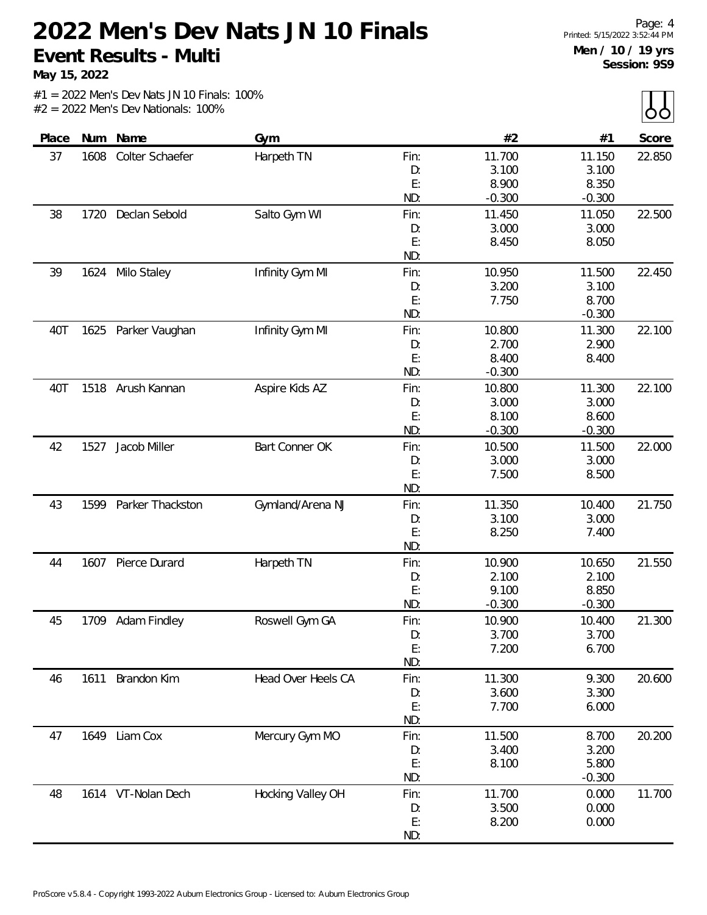# 2022 Men's Dev Nats JN 10 Finals

## Event Results - Multi

**May 15, 2022**

**Men / 10 / 19 yrs**
**Session: 9S9**

#1 = 2022 Men's Dev Nats JN 10 Finals: 100%
#2 = 2022 Men's Dev Nationals: 100%

| Place | Num | Name | Gym | | #2 | #1 | Score |
|---|---|---|---|---|---|---|---|
| 37 | 1608 | Colter Schaefer | Harpeth TN | Fin: | 11.700 | 11.150 | 22.850 |
| | | | | D: | 3.100 | 3.100 | |
| | | | | E: | 8.900 | 8.350 | |
| | | | | ND: | -0.300 | -0.300 | |
| 38 | 1720 | Declan Sebold | Salto Gym WI | Fin: | 11.450 | 11.050 | 22.500 |
| | | | | D: | 3.000 | 3.000 | |
| | | | | E: | 8.450 | 8.050 | |
| | | | | ND: | | | |
| 39 | 1624 | Milo Staley | Infinity Gym MI | Fin: | 10.950 | 11.500 | 22.450 |
| | | | | D: | 3.200 | 3.100 | |
| | | | | E: | 7.750 | 8.700 | |
| | | | | ND: | | -0.300 | |
| 40T | 1625 | Parker Vaughan | Infinity Gym MI | Fin: | 10.800 | 11.300 | 22.100 |
| | | | | D: | 2.700 | 2.900 | |
| | | | | E: | 8.400 | 8.400 | |
| | | | | ND: | -0.300 | | |
| 40T | 1518 | Arush Kannan | Aspire Kids AZ | Fin: | 10.800 | 11.300 | 22.100 |
| | | | | D: | 3.000 | 3.000 | |
| | | | | E: | 8.100 | 8.600 | |
| | | | | ND: | -0.300 | -0.300 | |
| 42 | 1527 | Jacob Miller | Bart Conner OK | Fin: | 10.500 | 11.500 | 22.000 |
| | | | | D: | 3.000 | 3.000 | |
| | | | | E: | 7.500 | 8.500 | |
| | | | | ND: | | | |
| 43 | 1599 | Parker Thackston | Gymland/Arena NJ | Fin: | 11.350 | 10.400 | 21.750 |
| | | | | D: | 3.100 | 3.000 | |
| | | | | E: | 8.250 | 7.400 | |
| | | | | ND: | | | |
| 44 | 1607 | Pierce Durard | Harpeth TN | Fin: | 10.900 | 10.650 | 21.550 |
| | | | | D: | 2.100 | 2.100 | |
| | | | | E: | 9.100 | 8.850 | |
| | | | | ND: | -0.300 | -0.300 | |
| 45 | 1709 | Adam Findley | Roswell Gym GA | Fin: | 10.900 | 10.400 | 21.300 |
| | | | | D: | 3.700 | 3.700 | |
| | | | | E: | 7.200 | 6.700 | |
| | | | | ND: | | | |
| 46 | 1611 | Brandon Kim | Head Over Heels CA | Fin: | 11.300 | 9.300 | 20.600 |
| | | | | D: | 3.600 | 3.300 | |
| | | | | E: | 7.700 | 6.000 | |
| | | | | ND: | | | |
| 47 | 1649 | Liam Cox | Mercury Gym MO | Fin: | 11.500 | 8.700 | 20.200 |
| | | | | D: | 3.400 | 3.200 | |
| | | | | E: | 8.100 | 5.800 | |
| | | | | ND: | | -0.300 | |
| 48 | 1614 | VT-Nolan Dech | Hocking Valley OH | Fin: | 11.700 | 0.000 | 11.700 |
| | | | | D: | 3.500 | 0.000 | |
| | | | | E: | 8.200 | 0.000 | |
| | | | | ND: | | | |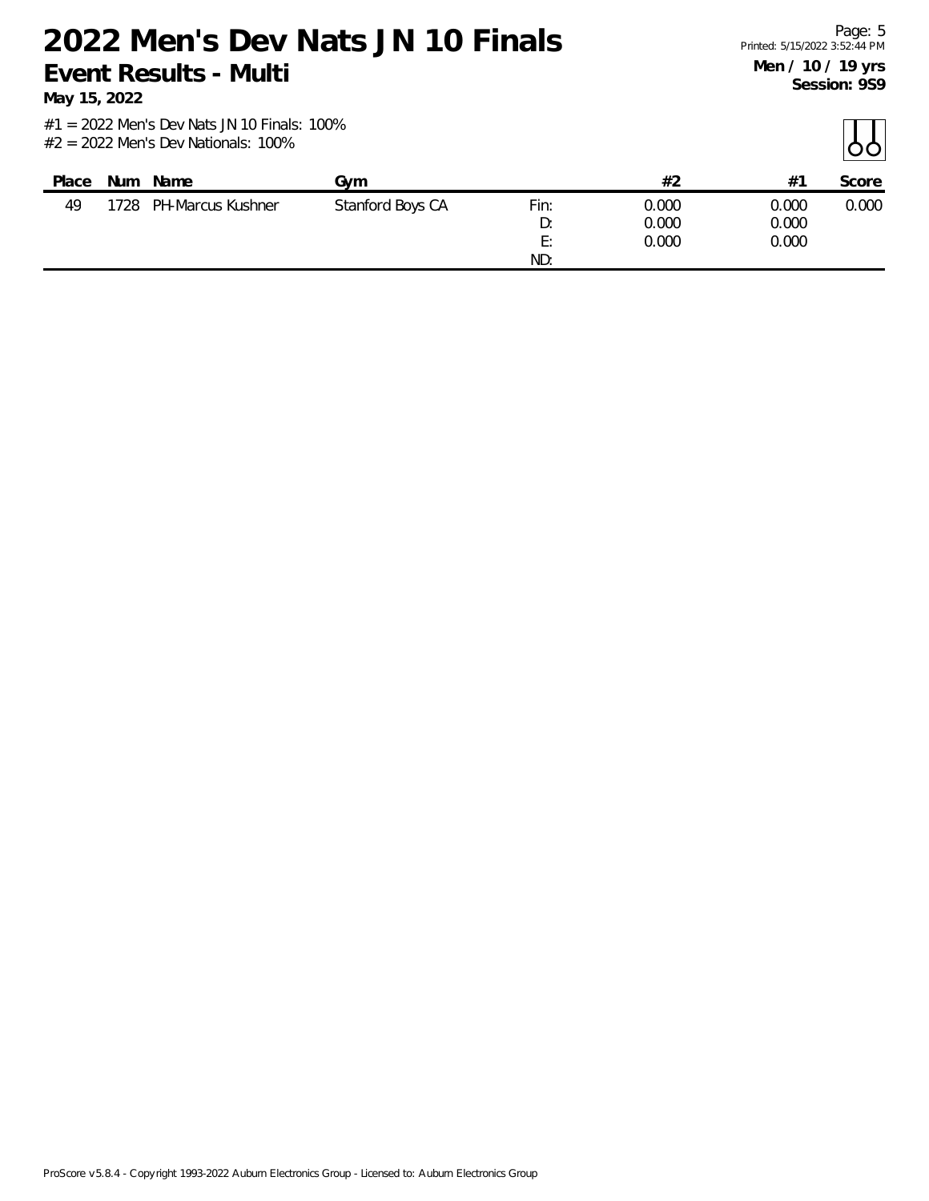# 2022 Men's Dev Nats JN 10 Finals

## Event Results - Multi

**May 15, 2022**

**Men / 10 / 19 yrs**
**Session: 9S9**

#1 = 2022 Men's Dev Nats JN 10 Finals: 100%
#2 = 2022 Men's Dev Nationals: 100%

| Place | Num | Name | Gym | | #2 | #1 | Score |
|---|---|---|---|---|---|---|---|
| 49 | 1728 | PH-Marcus Kushner | Stanford Boys CA | Fin: | 0.000 | 0.000 | 0.000 |
| | | | | D: | 0.000 | 0.000 | |
| | | | | E: | 0.000 | 0.000 | |
| | | | | ND: | | | |

ProScore v5.8.4 - Copyright 1993-2022 Auburn Electronics Group - Licensed to: Auburn Electronics Group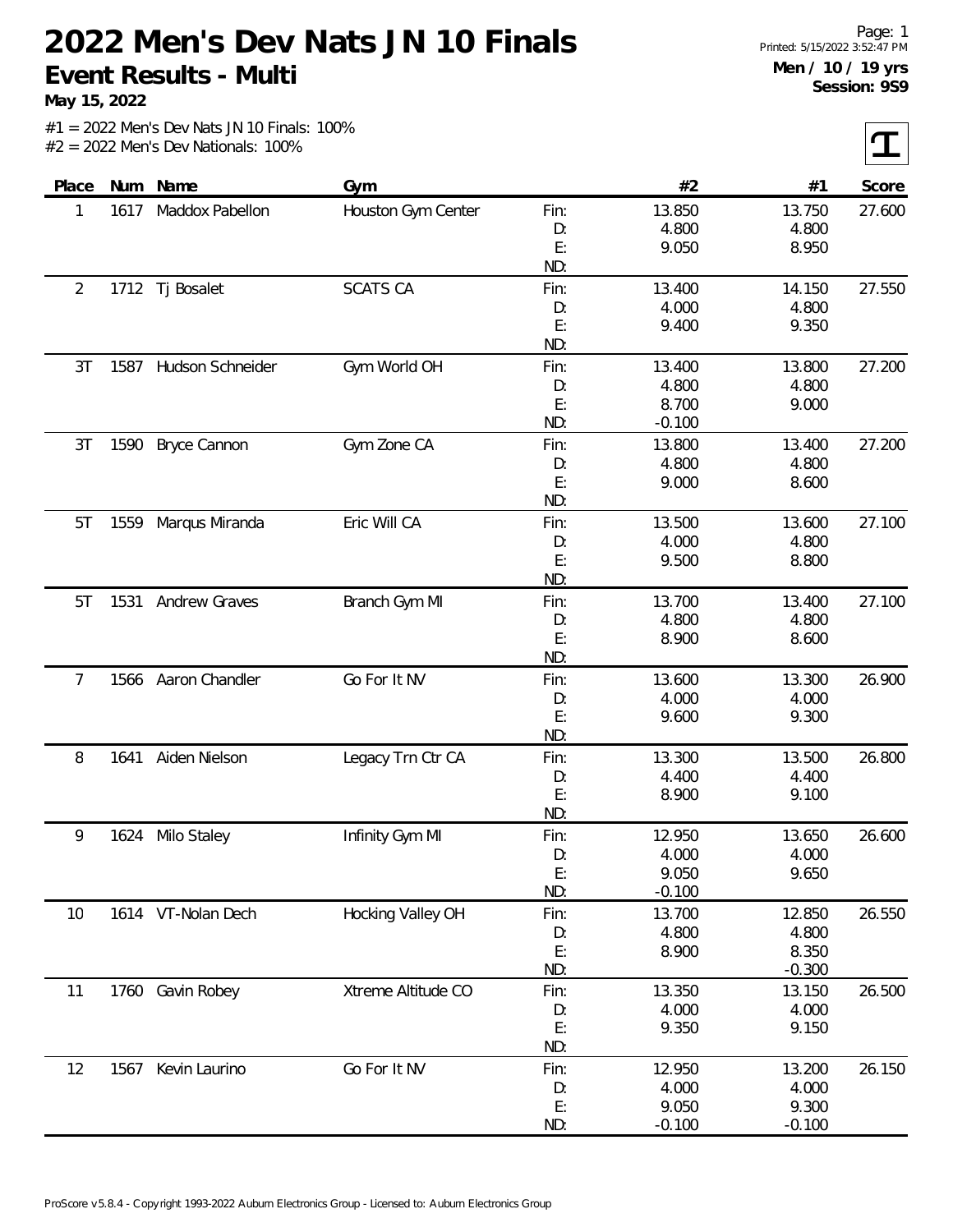# 2022 Men's Dev Nats JN 10 Finals

**Event Results - Multi**

**May 15, 2022**

Page: 1
Printed: 5/15/2022 3:52:47 PM

**Men / 10 / 19 yrs**
**Session: 9S9**

#1 = 2022 Men's Dev Nats JN 10 Finals: 100%
#2 = 2022 Men's Dev Nationals: 100%

| Place | Num | Name | Gym | | #2 | #1 | Score |
|---|---|---|---|---|---|---|---|
| 1 | 1617 | Maddox Pabellon | Houston Gym Center | Fin: | 13.850 | 13.750 | 27.600 |
| | | | | D: | 4.800 | 4.800 | |
| | | | | E: | 9.050 | 8.950 | |
| | | | | ND: | | | |
| 2 | 1712 | Tj Bosalet | SCATS CA | Fin: | 13.400 | 14.150 | 27.550 |
| | | | | D: | 4.000 | 4.800 | |
| | | | | E: | 9.400 | 9.350 | |
| | | | | ND: | | | |
| 3T | 1587 | Hudson Schneider | Gym World OH | Fin: | 13.400 | 13.800 | 27.200 |
| | | | | D: | 4.800 | 4.800 | |
| | | | | E: | 8.700 | 9.000 | |
| | | | | ND: | -0.100 | | |
| 3T | 1590 | Bryce Cannon | Gym Zone CA | Fin: | 13.800 | 13.400 | 27.200 |
| | | | | D: | 4.800 | 4.800 | |
| | | | | E: | 9.000 | 8.600 | |
| | | | | ND: | | | |
| 5T | 1559 | Marqus Miranda | Eric Will CA | Fin: | 13.500 | 13.600 | 27.100 |
| | | | | D: | 4.000 | 4.800 | |
| | | | | E: | 9.500 | 8.800 | |
| | | | | ND: | | | |
| 5T | 1531 | Andrew Graves | Branch Gym MI | Fin: | 13.700 | 13.400 | 27.100 |
| | | | | D: | 4.800 | 4.800 | |
| | | | | E: | 8.900 | 8.600 | |
| | | | | ND: | | | |
| 7 | 1566 | Aaron Chandler | Go For It NV | Fin: | 13.600 | 13.300 | 26.900 |
| | | | | D: | 4.000 | 4.000 | |
| | | | | E: | 9.600 | 9.300 | |
| | | | | ND: | | | |
| 8 | 1641 | Aiden Nielson | Legacy Trn Ctr CA | Fin: | 13.300 | 13.500 | 26.800 |
| | | | | D: | 4.400 | 4.400 | |
| | | | | E: | 8.900 | 9.100 | |
| | | | | ND: | | | |
| 9 | 1624 | Milo Staley | Infinity Gym MI | Fin: | 12.950 | 13.650 | 26.600 |
| | | | | D: | 4.000 | 4.000 | |
| | | | | E: | 9.050 | 9.650 | |
| | | | | ND: | -0.100 | | |
| 10 | 1614 | VT-Nolan Dech | Hocking Valley OH | Fin: | 13.700 | 12.850 | 26.550 |
| | | | | D: | 4.800 | 4.800 | |
| | | | | E: | 8.900 | 8.350 | |
| | | | | ND: | | -0.300 | |
| 11 | 1760 | Gavin Robey | Xtreme Altitude CO | Fin: | 13.350 | 13.150 | 26.500 |
| | | | | D: | 4.000 | 4.000 | |
| | | | | E: | 9.350 | 9.150 | |
| | | | | ND: | | | |
| 12 | 1567 | Kevin Laurino | Go For It NV | Fin: | 12.950 | 13.200 | 26.150 |
| | | | | D: | 4.000 | 4.000 | |
| | | | | E: | 9.050 | 9.300 | |
| | | | | ND: | -0.100 | -0.100 | |

ProScore v5.8.4 - Copyright 1993-2022 Auburn Electronics Group - Licensed to: Auburn Electronics Group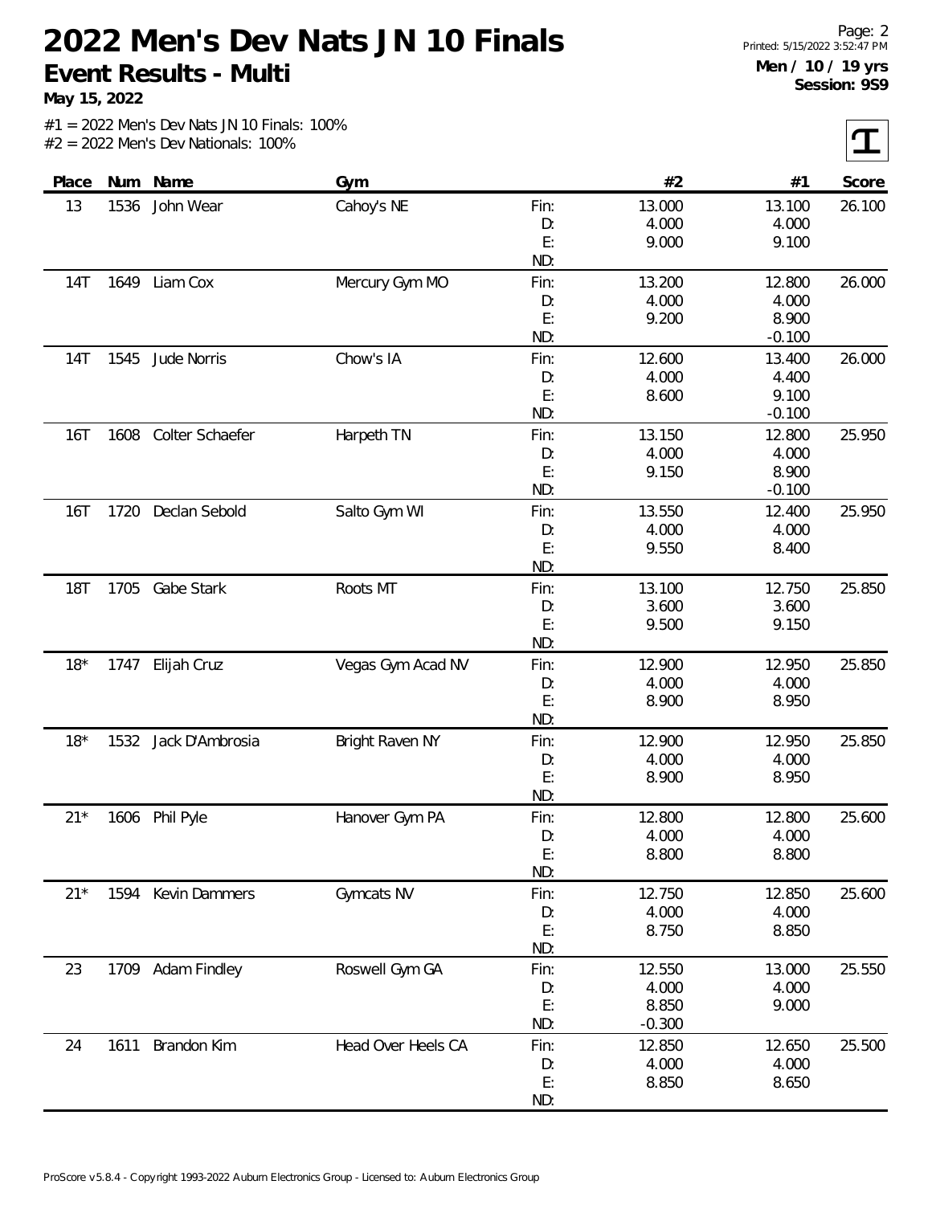# 2022 Men's Dev Nats JN 10 Finals

## Event Results - Multi

**May 15, 2022**

Men / 10 / 19 yrs
Session: 9S9

#1 = 2022 Men's Dev Nats JN 10 Finals: 100%
#2 = 2022 Men's Dev Nationals: 100%

| Place | Num | Name | Gym | | #2 | #1 | Score |
|---|---|---|---|---|---|---|---|
| 13 | 1536 | John Wear | Cahoy's NE | Fin: | 13.000 | 13.100 | 26.100 |
| | | | | D: | 4.000 | 4.000 | |
| | | | | E: | 9.000 | 9.100 | |
| | | | | ND: | | | |
| 14T | 1649 | Liam Cox | Mercury Gym MO | Fin: | 13.200 | 12.800 | 26.000 |
| | | | | D: | 4.000 | 4.000 | |
| | | | | E: | 9.200 | 8.900 | |
| | | | | ND: | | -0.100 | |
| 14T | 1545 | Jude Norris | Chow's IA | Fin: | 12.600 | 13.400 | 26.000 |
| | | | | D: | 4.000 | 4.400 | |
| | | | | E: | 8.600 | 9.100 | |
| | | | | ND: | | -0.100 | |
| 16T | 1608 | Colter Schaefer | Harpeth TN | Fin: | 13.150 | 12.800 | 25.950 |
| | | | | D: | 4.000 | 4.000 | |
| | | | | E: | 9.150 | 8.900 | |
| | | | | ND: | | -0.100 | |
| 16T | 1720 | Declan Sebold | Salto Gym WI | Fin: | 13.550 | 12.400 | 25.950 |
| | | | | D: | 4.000 | 4.000 | |
| | | | | E: | 9.550 | 8.400 | |
| | | | | ND: | | | |
| 18T | 1705 | Gabe Stark | Roots MT | Fin: | 13.100 | 12.750 | 25.850 |
| | | | | D: | 3.600 | 3.600 | |
| | | | | E: | 9.500 | 9.150 | |
| | | | | ND: | | | |
| 18* | 1747 | Elijah Cruz | Vegas Gym Acad NV | Fin: | 12.900 | 12.950 | 25.850 |
| | | | | D: | 4.000 | 4.000 | |
| | | | | E: | 8.900 | 8.950 | |
| | | | | ND: | | | |
| 18* | 1532 | Jack D'Ambrosia | Bright Raven NY | Fin: | 12.900 | 12.950 | 25.850 |
| | | | | D: | 4.000 | 4.000 | |
| | | | | E: | 8.900 | 8.950 | |
| | | | | ND: | | | |
| 21* | 1606 | Phil Pyle | Hanover Gym PA | Fin: | 12.800 | 12.800 | 25.600 |
| | | | | D: | 4.000 | 4.000 | |
| | | | | E: | 8.800 | 8.800 | |
| | | | | ND: | | | |
| 21* | 1594 | Kevin Dammers | Gymcats NV | Fin: | 12.750 | 12.850 | 25.600 |
| | | | | D: | 4.000 | 4.000 | |
| | | | | E: | 8.750 | 8.850 | |
| | | | | ND: | | | |
| 23 | 1709 | Adam Findley | Roswell Gym GA | Fin: | 12.550 | 13.000 | 25.550 |
| | | | | D: | 4.000 | 4.000 | |
| | | | | E: | 8.850 | 9.000 | |
| | | | | ND: | -0.300 | | |
| 24 | 1611 | Brandon Kim | Head Over Heels CA | Fin: | 12.850 | 12.650 | 25.500 |
| | | | | D: | 4.000 | 4.000 | |
| | | | | E: | 8.850 | 8.650 | |
| | | | | ND: | | | |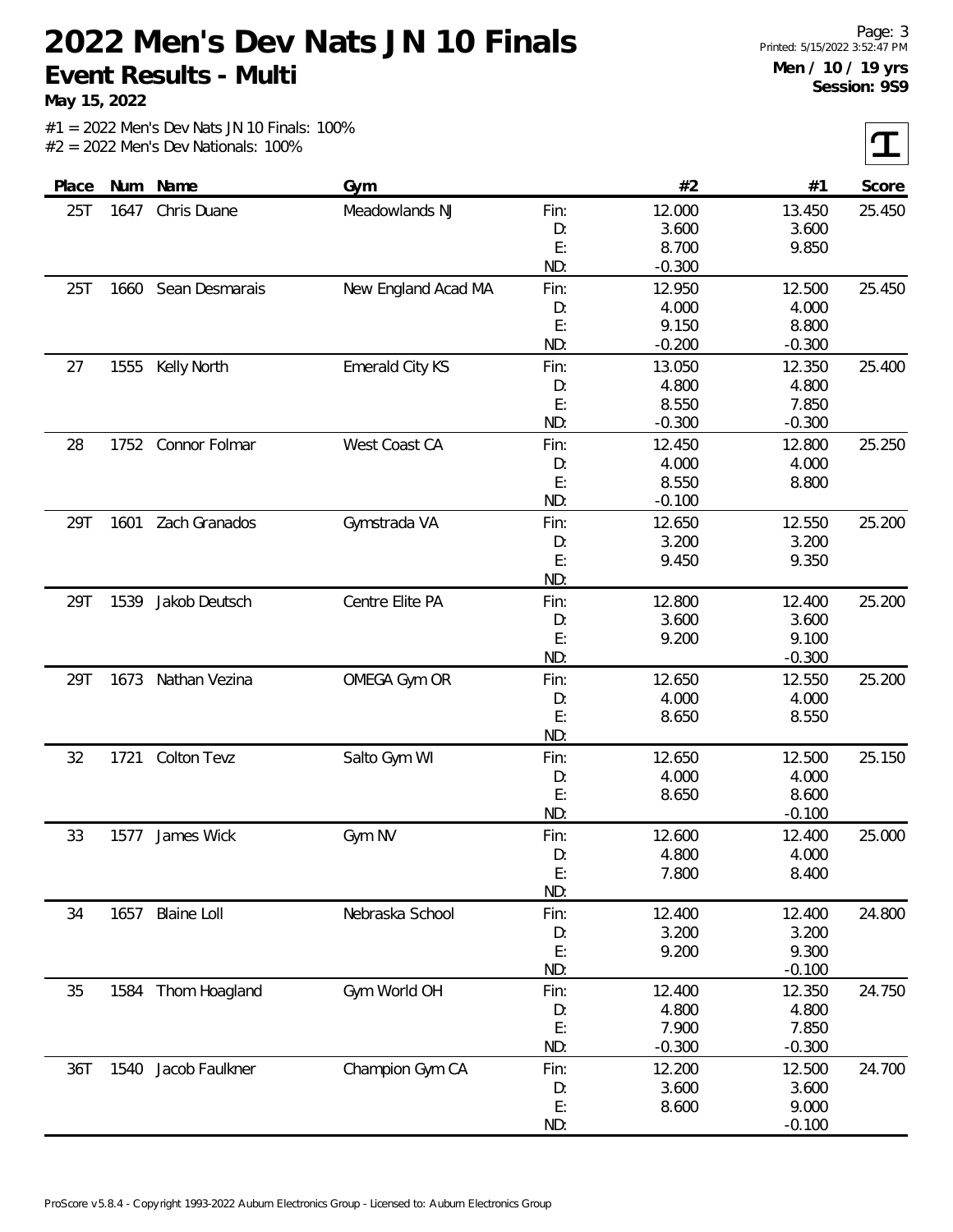# 2022 Men's Dev Nats JN 10 Finals

## Event Results - Multi

**May 15, 2022**

Men / 10 / 19 yrs
Session: 9S9

#1 = 2022 Men's Dev Nats JN 10 Finals: 100%
#2 = 2022 Men's Dev Nationals: 100%

| Place | Num | Name | Gym | | #2 | #1 | Score |
|---|---|---|---|---|---|---|---|
| 25T | 1647 | Chris Duane | Meadowlands NJ | Fin: | 12.000 | 13.450 | 25.450 |
| | | | | D: | 3.600 | 3.600 | |
| | | | | E: | 8.700 | 9.850 | |
| | | | | ND: | -0.300 | | |
| 25T | 1660 | Sean Desmarais | New England Acad MA | Fin: | 12.950 | 12.500 | 25.450 |
| | | | | D: | 4.000 | 4.000 | |
| | | | | E: | 9.150 | 8.800 | |
| | | | | ND: | -0.200 | -0.300 | |
| 27 | 1555 | Kelly North | Emerald City KS | Fin: | 13.050 | 12.350 | 25.400 |
| | | | | D: | 4.800 | 4.800 | |
| | | | | E: | 8.550 | 7.850 | |
| | | | | ND: | -0.300 | -0.300 | |
| 28 | 1752 | Connor Folmar | West Coast CA | Fin: | 12.450 | 12.800 | 25.250 |
| | | | | D: | 4.000 | 4.000 | |
| | | | | E: | 8.550 | 8.800 | |
| | | | | ND: | -0.100 | | |
| 29T | 1601 | Zach Granados | Gymstrada VA | Fin: | 12.650 | 12.550 | 25.200 |
| | | | | D: | 3.200 | 3.200 | |
| | | | | E: | 9.450 | 9.350 | |
| | | | | ND: | | | |
| 29T | 1539 | Jakob Deutsch | Centre Elite PA | Fin: | 12.800 | 12.400 | 25.200 |
| | | | | D: | 3.600 | 3.600 | |
| | | | | E: | 9.200 | 9.100 | |
| | | | | ND: | | -0.300 | |
| 29T | 1673 | Nathan Vezina | OMEGA Gym OR | Fin: | 12.650 | 12.550 | 25.200 |
| | | | | D: | 4.000 | 4.000 | |
| | | | | E: | 8.650 | 8.550 | |
| | | | | ND: | | | |
| 32 | 1721 | Colton Tevz | Salto Gym WI | Fin: | 12.650 | 12.500 | 25.150 |
| | | | | D: | 4.000 | 4.000 | |
| | | | | E: | 8.650 | 8.600 | |
| | | | | ND: | | -0.100 | |
| 33 | 1577 | James Wick | Gym NV | Fin: | 12.600 | 12.400 | 25.000 |
| | | | | D: | 4.800 | 4.000 | |
| | | | | E: | 7.800 | 8.400 | |
| | | | | ND: | | | |
| 34 | 1657 | Blaine Loll | Nebraska School | Fin: | 12.400 | 12.400 | 24.800 |
| | | | | D: | 3.200 | 3.200 | |
| | | | | E: | 9.200 | 9.300 | |
| | | | | ND: | | -0.100 | |
| 35 | 1584 | Thom Hoagland | Gym World OH | Fin: | 12.400 | 12.350 | 24.750 |
| | | | | D: | 4.800 | 4.800 | |
| | | | | E: | 7.900 | 7.850 | |
| | | | | ND: | -0.300 | -0.300 | |
| 36T | 1540 | Jacob Faulkner | Champion Gym CA | Fin: | 12.200 | 12.500 | 24.700 |
| | | | | D: | 3.600 | 3.600 | |
| | | | | E: | 8.600 | 9.000 | |
| | | | | ND: | | -0.100 | |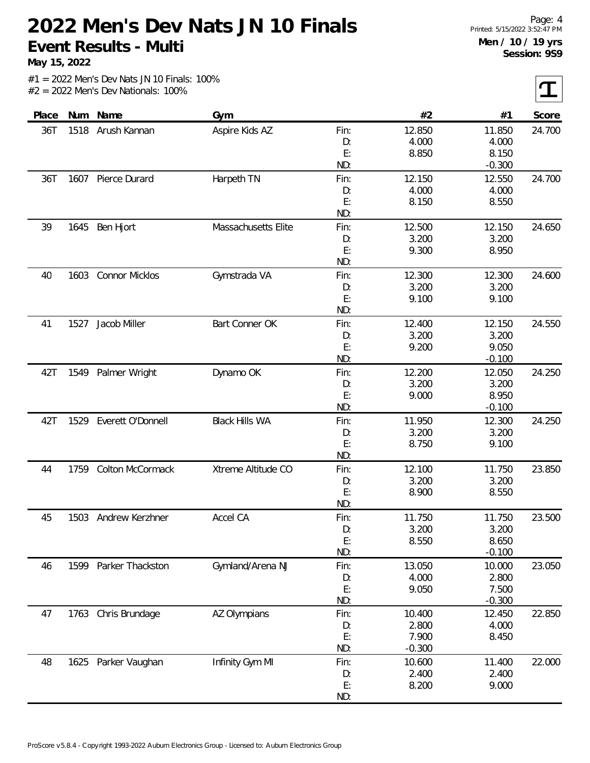# 2022 Men's Dev Nats JN 10 Finals

**Event Results - Multi**

**May 15, 2022**

Printed: 5/15/2022 3:52:47 PM

**Men / 10 / 19 yrs**
**Session: 9S9**

#1 = 2022 Men's Dev Nats JN 10 Finals: 100%
#2 = 2022 Men's Dev Nationals: 100%

| Place | Num | Name | Gym | | #2 | #1 | Score |
|---|---|---|---|---|---|---|---|
| 36T | 1518 | Arush Kannan | Aspire Kids AZ | Fin: | 12.850 | 11.850 | 24.700 |
| | | | | D: | 4.000 | 4.000 | |
| | | | | E: | 8.850 | 8.150 | |
| | | | | ND: | | -0.300 | |
| 36T | 1607 | Pierce Durard | Harpeth TN | Fin: | 12.150 | 12.550 | 24.700 |
| | | | | D: | 4.000 | 4.000 | |
| | | | | E: | 8.150 | 8.550 | |
| | | | | ND: | | | |
| 39 | 1645 | Ben Hjort | Massachusetts Elite | Fin: | 12.500 | 12.150 | 24.650 |
| | | | | D: | 3.200 | 3.200 | |
| | | | | E: | 9.300 | 8.950 | |
| | | | | ND: | | | |
| 40 | 1603 | Connor Micklos | Gymstrada VA | Fin: | 12.300 | 12.300 | 24.600 |
| | | | | D: | 3.200 | 3.200 | |
| | | | | E: | 9.100 | 9.100 | |
| | | | | ND: | | | |
| 41 | 1527 | Jacob Miller | Bart Conner OK | Fin: | 12.400 | 12.150 | 24.550 |
| | | | | D: | 3.200 | 3.200 | |
| | | | | E: | 9.200 | 9.050 | |
| | | | | ND: | | -0.100 | |
| 42T | 1549 | Palmer Wright | Dynamo OK | Fin: | 12.200 | 12.050 | 24.250 |
| | | | | D: | 3.200 | 3.200 | |
| | | | | E: | 9.000 | 8.950 | |
| | | | | ND: | | -0.100 | |
| 42T | 1529 | Everett O'Donnell | Black Hills WA | Fin: | 11.950 | 12.300 | 24.250 |
| | | | | D: | 3.200 | 3.200 | |
| | | | | E: | 8.750 | 9.100 | |
| | | | | ND: | | | |
| 44 | 1759 | Colton McCormack | Xtreme Altitude CO | Fin: | 12.100 | 11.750 | 23.850 |
| | | | | D: | 3.200 | 3.200 | |
| | | | | E: | 8.900 | 8.550 | |
| | | | | ND: | | | |
| 45 | 1503 | Andrew Kerzhner | Accel CA | Fin: | 11.750 | 11.750 | 23.500 |
| | | | | D: | 3.200 | 3.200 | |
| | | | | E: | 8.550 | 8.650 | |
| | | | | ND: | | -0.100 | |
| 46 | 1599 | Parker Thackston | Gymland/Arena NJ | Fin: | 13.050 | 10.000 | 23.050 |
| | | | | D: | 4.000 | 2.800 | |
| | | | | E: | 9.050 | 7.500 | |
| | | | | ND: | | -0.300 | |
| 47 | 1763 | Chris Brundage | AZ Olympians | Fin: | 10.400 | 12.450 | 22.850 |
| | | | | D: | 2.800 | 4.000 | |
| | | | | E: | 7.900 | 8.450 | |
| | | | | ND: | -0.300 | | |
| 48 | 1625 | Parker Vaughan | Infinity Gym MI | Fin: | 10.600 | 11.400 | 22.000 |
| | | | | D: | 2.400 | 2.400 | |
| | | | | E: | 8.200 | 9.000 | |
| | | | | ND: | | | |

ProScore v5.8.4 - Copyright 1993-2022 Auburn Electronics Group - Licensed to: Auburn Electronics Group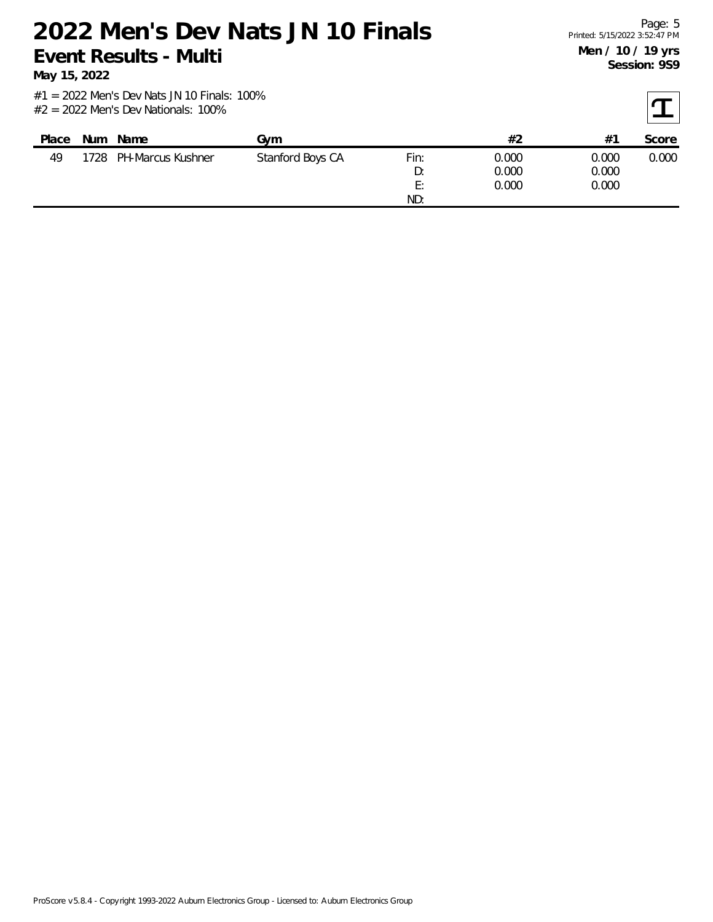# 2022 Men's Dev Nats JN 10 Finals

## Event Results - Multi

**May 15, 2022**

**Men / 10 / 19 yrs**
**Session: 9S9**

#1 = 2022 Men's Dev Nats JN 10 Finals: 100%
#2 = 2022 Men's Dev Nationals: 100%

| Place | Num | Name | Gym | | #2 | #1 | Score |
|---|---|---|---|---|---|---|---|
| 49 | 1728 | PH-Marcus Kushner | Stanford Boys CA | Fin: | 0.000 | 0.000 | 0.000 |
| | | | | D: | 0.000 | 0.000 | |
| | | | | E: | 0.000 | 0.000 | |
| | | | | ND: | | | |

ProScore v5.8.4 - Copyright 1993-2022 Auburn Electronics Group - Licensed to: Auburn Electronics Group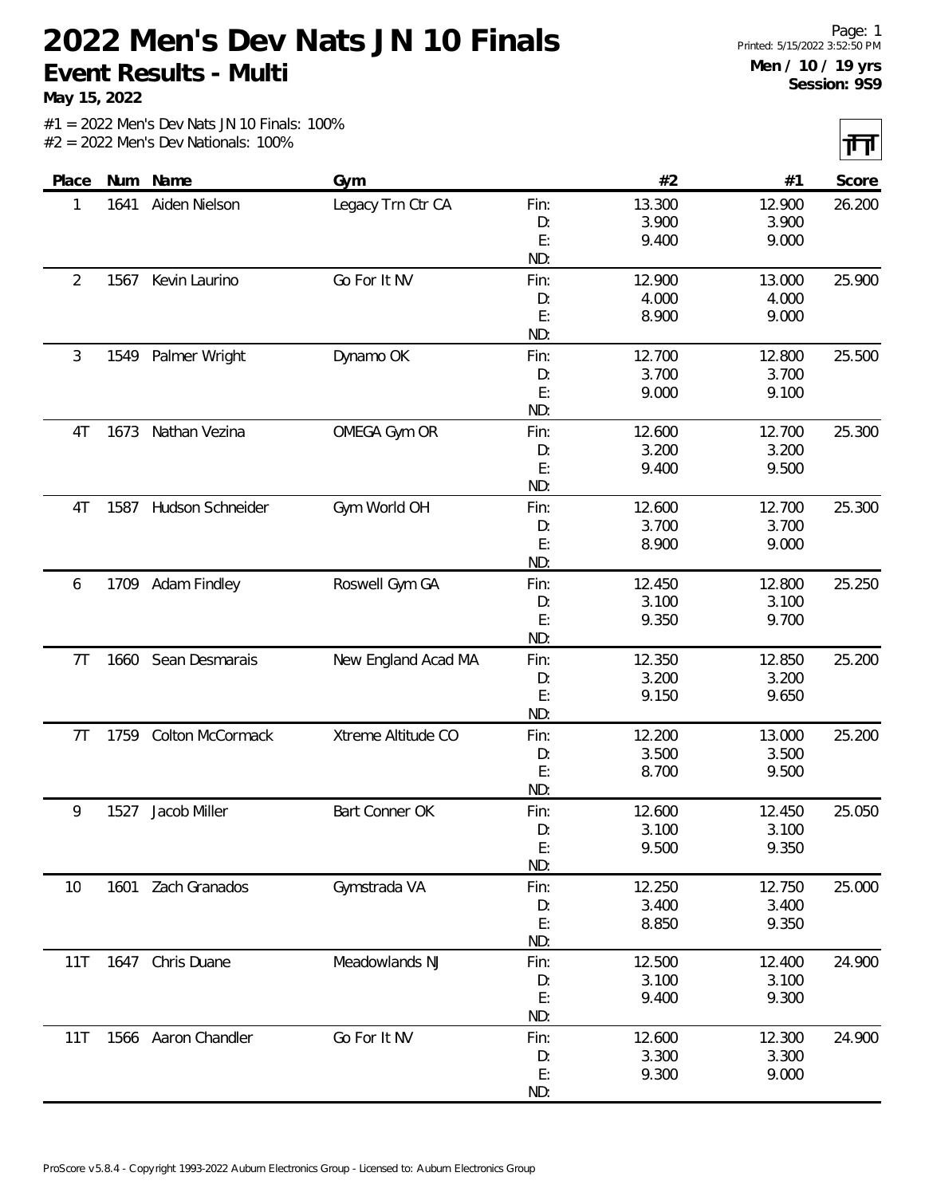# 2022 Men's Dev Nats JN 10 Finals

## Event Results - Multi

**May 15, 2022**

**Men / 10 / 19 yrs**
**Session: 9S9**

#1 = 2022 Men's Dev Nats JN 10 Finals: 100%
#2 = 2022 Men's Dev Nationals: 100%

| Place | Num | Name | Gym | | #2 | #1 | Score |
|---|---|---|---|---|---|---|---|
| 1 | 1641 | Aiden Nielson | Legacy Trn Ctr CA | Fin: | 13.300 | 12.900 | 26.200 |
| | | | | D: | 3.900 | 3.900 | |
| | | | | E: | 9.400 | 9.000 | |
| | | | | ND: | | | |
| 2 | 1567 | Kevin Laurino | Go For It NV | Fin: | 12.900 | 13.000 | 25.900 |
| | | | | D: | 4.000 | 4.000 | |
| | | | | E: | 8.900 | 9.000 | |
| | | | | ND: | | | |
| 3 | 1549 | Palmer Wright | Dynamo OK | Fin: | 12.700 | 12.800 | 25.500 |
| | | | | D: | 3.700 | 3.700 | |
| | | | | E: | 9.000 | 9.100 | |
| | | | | ND: | | | |
| 4T | 1673 | Nathan Vezina | OMEGA Gym OR | Fin: | 12.600 | 12.700 | 25.300 |
| | | | | D: | 3.200 | 3.200 | |
| | | | | E: | 9.400 | 9.500 | |
| | | | | ND: | | | |
| 4T | 1587 | Hudson Schneider | Gym World OH | Fin: | 12.600 | 12.700 | 25.300 |
| | | | | D: | 3.700 | 3.700 | |
| | | | | E: | 8.900 | 9.000 | |
| | | | | ND: | | | |
| 6 | 1709 | Adam Findley | Roswell Gym GA | Fin: | 12.450 | 12.800 | 25.250 |
| | | | | D: | 3.100 | 3.100 | |
| | | | | E: | 9.350 | 9.700 | |
| | | | | ND: | | | |
| 7T | 1660 | Sean Desmarais | New England Acad MA | Fin: | 12.350 | 12.850 | 25.200 |
| | | | | D: | 3.200 | 3.200 | |
| | | | | E: | 9.150 | 9.650 | |
| | | | | ND: | | | |
| 7T | 1759 | Colton McCormack | Xtreme Altitude CO | Fin: | 12.200 | 13.000 | 25.200 |
| | | | | D: | 3.500 | 3.500 | |
| | | | | E: | 8.700 | 9.500 | |
| | | | | ND: | | | |
| 9 | 1527 | Jacob Miller | Bart Conner OK | Fin: | 12.600 | 12.450 | 25.050 |
| | | | | D: | 3.100 | 3.100 | |
| | | | | E: | 9.500 | 9.350 | |
| | | | | ND: | | | |
| 10 | 1601 | Zach Granados | Gymstrada VA | Fin: | 12.250 | 12.750 | 25.000 |
| | | | | D: | 3.400 | 3.400 | |
| | | | | E: | 8.850 | 9.350 | |
| | | | | ND: | | | |
| 11T | 1647 | Chris Duane | Meadowlands NJ | Fin: | 12.500 | 12.400 | 24.900 |
| | | | | D: | 3.100 | 3.100 | |
| | | | | E: | 9.400 | 9.300 | |
| | | | | ND: | | | |
| 11T | 1566 | Aaron Chandler | Go For It NV | Fin: | 12.600 | 12.300 | 24.900 |
| | | | | D: | 3.300 | 3.300 | |
| | | | | E: | 9.300 | 9.000 | |
| | | | | ND: | | | |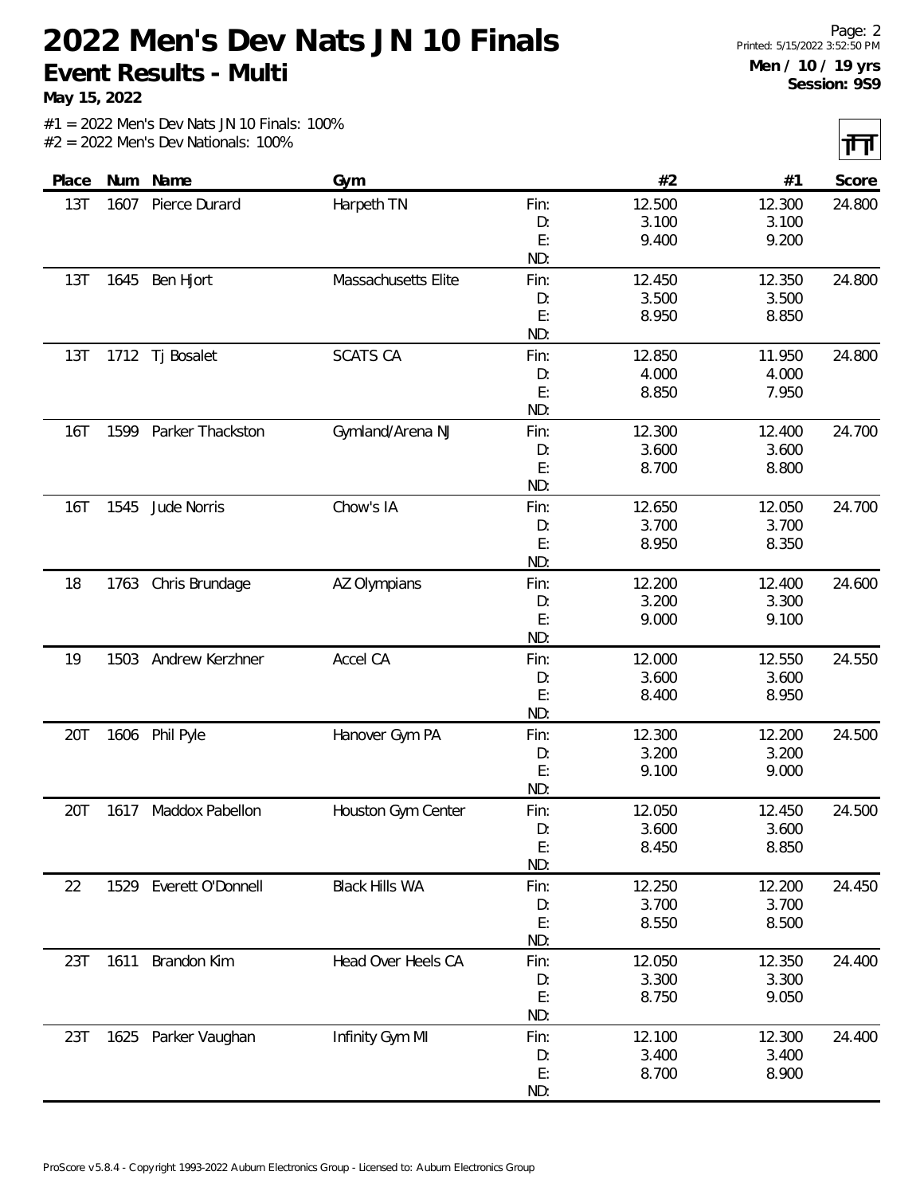# 2022 Men's Dev Nats JN 10 Finals

**Event Results - Multi**

**May 15, 2022**

**Men / 10 / 19 yrs**
**Session: 9S9**

#1 = 2022 Men's Dev Nats JN 10 Finals: 100%
#2 = 2022 Men's Dev Nationals: 100%

| Place | Num | Name | Gym | | #2 | #1 | Score |
|---|---|---|---|---|---|---|---|
| 13T | 1607 | Pierce Durard | Harpeth TN | Fin: | 12.500 | 12.300 | 24.800 |
| | | | | D: | 3.100 | 3.100 | |
| | | | | E: | 9.400 | 9.200 | |
| | | | | ND: | | | |
| 13T | 1645 | Ben Hjort | Massachusetts Elite | Fin: | 12.450 | 12.350 | 24.800 |
| | | | | D: | 3.500 | 3.500 | |
| | | | | E: | 8.950 | 8.850 | |
| | | | | ND: | | | |
| 13T | 1712 | Tj Bosalet | SCATS CA | Fin: | 12.850 | 11.950 | 24.800 |
| | | | | D: | 4.000 | 4.000 | |
| | | | | E: | 8.850 | 7.950 | |
| | | | | ND: | | | |
| 16T | 1599 | Parker Thackston | Gymland/Arena NJ | Fin: | 12.300 | 12.400 | 24.700 |
| | | | | D: | 3.600 | 3.600 | |
| | | | | E: | 8.700 | 8.800 | |
| | | | | ND: | | | |
| 16T | 1545 | Jude Norris | Chow's IA | Fin: | 12.650 | 12.050 | 24.700 |
| | | | | D: | 3.700 | 3.700 | |
| | | | | E: | 8.950 | 8.350 | |
| | | | | ND: | | | |
| 18 | 1763 | Chris Brundage | AZ Olympians | Fin: | 12.200 | 12.400 | 24.600 |
| | | | | D: | 3.200 | 3.300 | |
| | | | | E: | 9.000 | 9.100 | |
| | | | | ND: | | | |
| 19 | 1503 | Andrew Kerzhner | Accel CA | Fin: | 12.000 | 12.550 | 24.550 |
| | | | | D: | 3.600 | 3.600 | |
| | | | | E: | 8.400 | 8.950 | |
| | | | | ND: | | | |
| 20T | 1606 | Phil Pyle | Hanover Gym PA | Fin: | 12.300 | 12.200 | 24.500 |
| | | | | D: | 3.200 | 3.200 | |
| | | | | E: | 9.100 | 9.000 | |
| | | | | ND: | | | |
| 20T | 1617 | Maddox Pabellon | Houston Gym Center | Fin: | 12.050 | 12.450 | 24.500 |
| | | | | D: | 3.600 | 3.600 | |
| | | | | E: | 8.450 | 8.850 | |
| | | | | ND: | | | |
| 22 | 1529 | Everett O'Donnell | Black Hills WA | Fin: | 12.250 | 12.200 | 24.450 |
| | | | | D: | 3.700 | 3.700 | |
| | | | | E: | 8.550 | 8.500 | |
| | | | | ND: | | | |
| 23T | 1611 | Brandon Kim | Head Over Heels CA | Fin: | 12.050 | 12.350 | 24.400 |
| | | | | D: | 3.300 | 3.300 | |
| | | | | E: | 8.750 | 9.050 | |
| | | | | ND: | | | |
| 23T | 1625 | Parker Vaughan | Infinity Gym MI | Fin: | 12.100 | 12.300 | 24.400 |
| | | | | D: | 3.400 | 3.400 | |
| | | | | E: | 8.700 | 8.900 | |
| | | | | ND: | | | |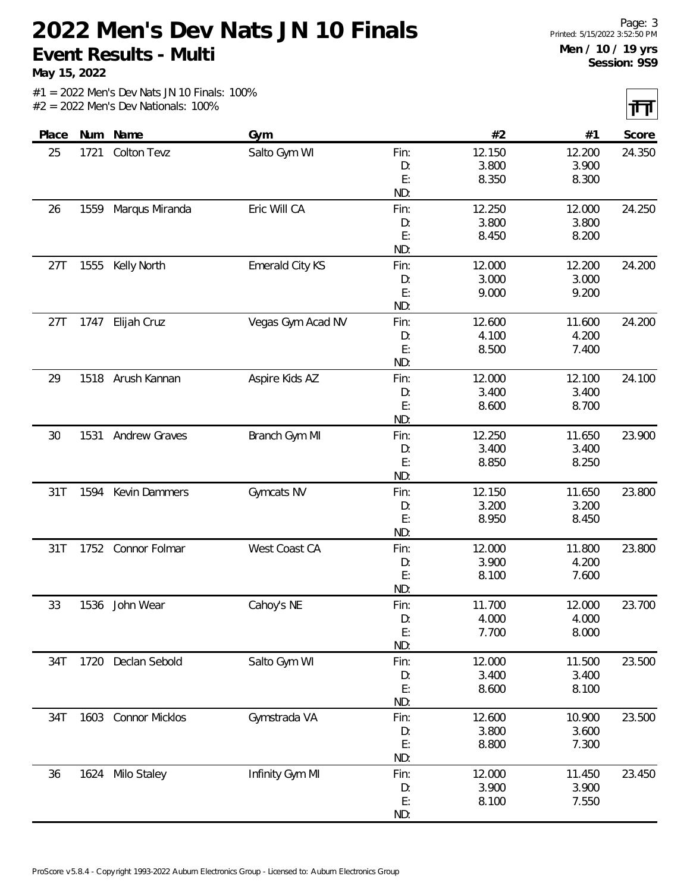# 2022 Men's Dev Nats JN 10 Finals

**Event Results - Multi**

**May 15, 2022**

**Men / 10 / 19 yrs**
**Session: 9S9**

#1 = 2022 Men's Dev Nats JN 10 Finals: 100%
#2 = 2022 Men's Dev Nationals: 100%

| Place | Num | Name | Gym | | #2 | #1 | Score |
|---|---|---|---|---|---|---|---|
| 25 | 1721 | Colton Tevz | Salto Gym WI | Fin: | 12.150 | 12.200 | 24.350 |
| | | | | D: | 3.800 | 3.900 | |
| | | | | E: | 8.350 | 8.300 | |
| | | | | ND: | | | |
| 26 | 1559 | Marqus Miranda | Eric Will CA | Fin: | 12.250 | 12.000 | 24.250 |
| | | | | D: | 3.800 | 3.800 | |
| | | | | E: | 8.450 | 8.200 | |
| | | | | ND: | | | |
| 27T | 1555 | Kelly North | Emerald City KS | Fin: | 12.000 | 12.200 | 24.200 |
| | | | | D: | 3.000 | 3.000 | |
| | | | | E: | 9.000 | 9.200 | |
| | | | | ND: | | | |
| 27T | 1747 | Elijah Cruz | Vegas Gym Acad NV | Fin: | 12.600 | 11.600 | 24.200 |
| | | | | D: | 4.100 | 4.200 | |
| | | | | E: | 8.500 | 7.400 | |
| | | | | ND: | | | |
| 29 | 1518 | Arush Kannan | Aspire Kids AZ | Fin: | 12.000 | 12.100 | 24.100 |
| | | | | D: | 3.400 | 3.400 | |
| | | | | E: | 8.600 | 8.700 | |
| | | | | ND: | | | |
| 30 | 1531 | Andrew Graves | Branch Gym MI | Fin: | 12.250 | 11.650 | 23.900 |
| | | | | D: | 3.400 | 3.400 | |
| | | | | E: | 8.850 | 8.250 | |
| | | | | ND: | | | |
| 31T | 1594 | Kevin Dammers | Gymcats NV | Fin: | 12.150 | 11.650 | 23.800 |
| | | | | D: | 3.200 | 3.200 | |
| | | | | E: | 8.950 | 8.450 | |
| | | | | ND: | | | |
| 31T | 1752 | Connor Folmar | West Coast CA | Fin: | 12.000 | 11.800 | 23.800 |
| | | | | D: | 3.900 | 4.200 | |
| | | | | E: | 8.100 | 7.600 | |
| | | | | ND: | | | |
| 33 | 1536 | John Wear | Cahoy's NE | Fin: | 11.700 | 12.000 | 23.700 |
| | | | | D: | 4.000 | 4.000 | |
| | | | | E: | 7.700 | 8.000 | |
| | | | | ND: | | | |
| 34T | 1720 | Declan Sebold | Salto Gym WI | Fin: | 12.000 | 11.500 | 23.500 |
| | | | | D: | 3.400 | 3.400 | |
| | | | | E: | 8.600 | 8.100 | |
| | | | | ND: | | | |
| 34T | 1603 | Connor Micklos | Gymstrada VA | Fin: | 12.600 | 10.900 | 23.500 |
| | | | | D: | 3.800 | 3.600 | |
| | | | | E: | 8.800 | 7.300 | |
| | | | | ND: | | | |
| 36 | 1624 | Milo Staley | Infinity Gym MI | Fin: | 12.000 | 11.450 | 23.450 |
| | | | | D: | 3.900 | 3.900 | |
| | | | | E: | 8.100 | 7.550 | |
| | | | | ND: | | | |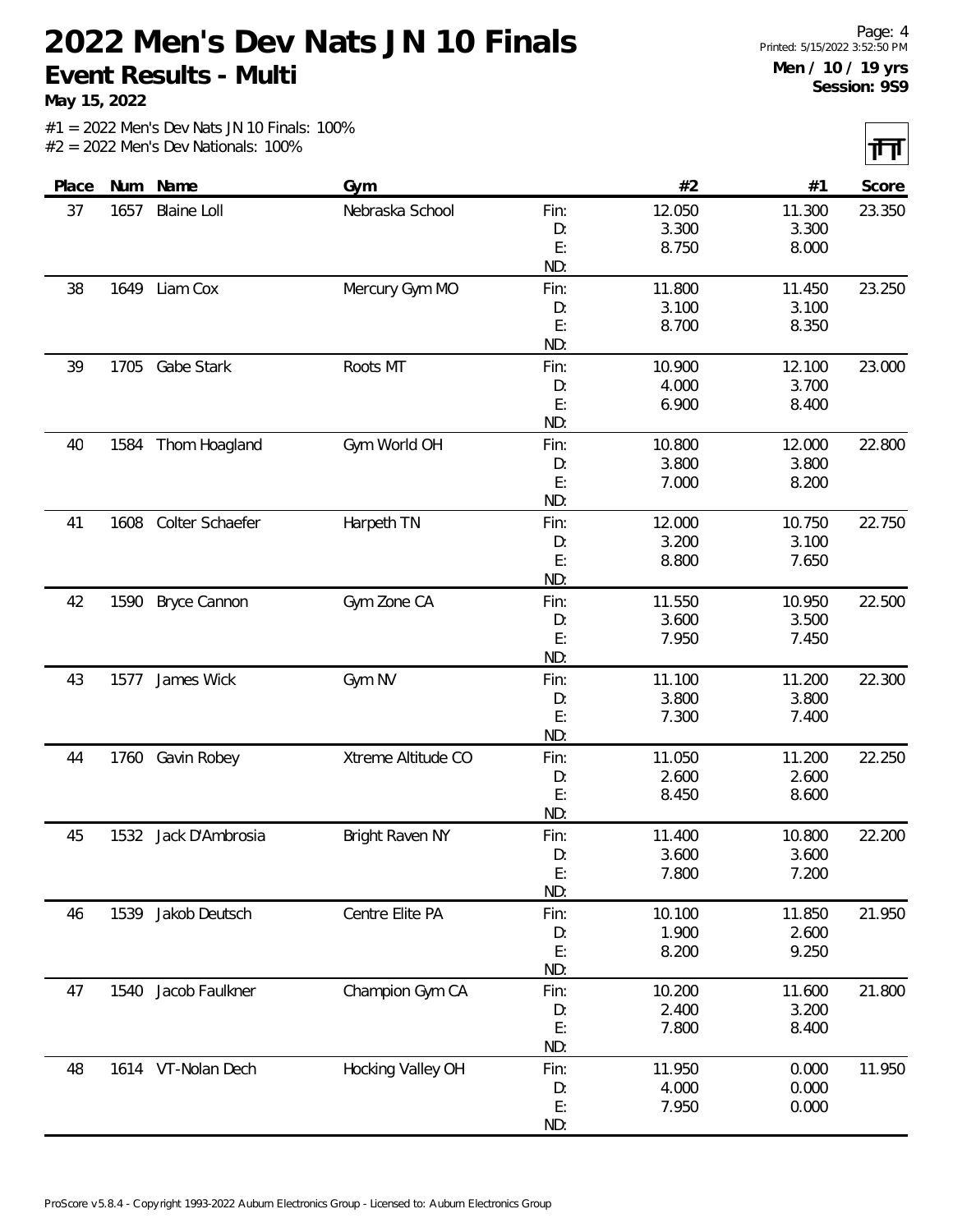# 2022 Men's Dev Nats JN 10 Finals

**Event Results - Multi**

**May 15, 2022**

**Men / 10 / 19 yrs**
**Session: 9S9**

#1 = 2022 Men's Dev Nats JN 10 Finals: 100%
#2 = 2022 Men's Dev Nationals: 100%

| Place | Num | Name | Gym | | #2 | #1 | Score |
|---|---|---|---|---|---|---|---|
| 37 | 1657 | Blaine Loll | Nebraska School | Fin: | 12.050 | 11.300 | 23.350 |
| | | | | D: | 3.300 | 3.300 | |
| | | | | E: | 8.750 | 8.000 | |
| | | | | ND: | | | |
| 38 | 1649 | Liam Cox | Mercury Gym MO | Fin: | 11.800 | 11.450 | 23.250 |
| | | | | D: | 3.100 | 3.100 | |
| | | | | E: | 8.700 | 8.350 | |
| | | | | ND: | | | |
| 39 | 1705 | Gabe Stark | Roots MT | Fin: | 10.900 | 12.100 | 23.000 |
| | | | | D: | 4.000 | 3.700 | |
| | | | | E: | 6.900 | 8.400 | |
| | | | | ND: | | | |
| 40 | 1584 | Thom Hoagland | Gym World OH | Fin: | 10.800 | 12.000 | 22.800 |
| | | | | D: | 3.800 | 3.800 | |
| | | | | E: | 7.000 | 8.200 | |
| | | | | ND: | | | |
| 41 | 1608 | Colter Schaefer | Harpeth TN | Fin: | 12.000 | 10.750 | 22.750 |
| | | | | D: | 3.200 | 3.100 | |
| | | | | E: | 8.800 | 7.650 | |
| | | | | ND: | | | |
| 42 | 1590 | Bryce Cannon | Gym Zone CA | Fin: | 11.550 | 10.950 | 22.500 |
| | | | | D: | 3.600 | 3.500 | |
| | | | | E: | 7.950 | 7.450 | |
| | | | | ND: | | | |
| 43 | 1577 | James Wick | Gym NV | Fin: | 11.100 | 11.200 | 22.300 |
| | | | | D: | 3.800 | 3.800 | |
| | | | | E: | 7.300 | 7.400 | |
| | | | | ND: | | | |
| 44 | 1760 | Gavin Robey | Xtreme Altitude CO | Fin: | 11.050 | 11.200 | 22.250 |
| | | | | D: | 2.600 | 2.600 | |
| | | | | E: | 8.450 | 8.600 | |
| | | | | ND: | | | |
| 45 | 1532 | Jack D'Ambrosia | Bright Raven NY | Fin: | 11.400 | 10.800 | 22.200 |
| | | | | D: | 3.600 | 3.600 | |
| | | | | E: | 7.800 | 7.200 | |
| | | | | ND: | | | |
| 46 | 1539 | Jakob Deutsch | Centre Elite PA | Fin: | 10.100 | 11.850 | 21.950 |
| | | | | D: | 1.900 | 2.600 | |
| | | | | E: | 8.200 | 9.250 | |
| | | | | ND: | | | |
| 47 | 1540 | Jacob Faulkner | Champion Gym CA | Fin: | 10.200 | 11.600 | 21.800 |
| | | | | D: | 2.400 | 3.200 | |
| | | | | E: | 7.800 | 8.400 | |
| | | | | ND: | | | |
| 48 | 1614 | VT-Nolan Dech | Hocking Valley OH | Fin: | 11.950 | 0.000 | 11.950 |
| | | | | D: | 4.000 | 0.000 | |
| | | | | E: | 7.950 | 0.000 | |
| | | | | ND: | | | |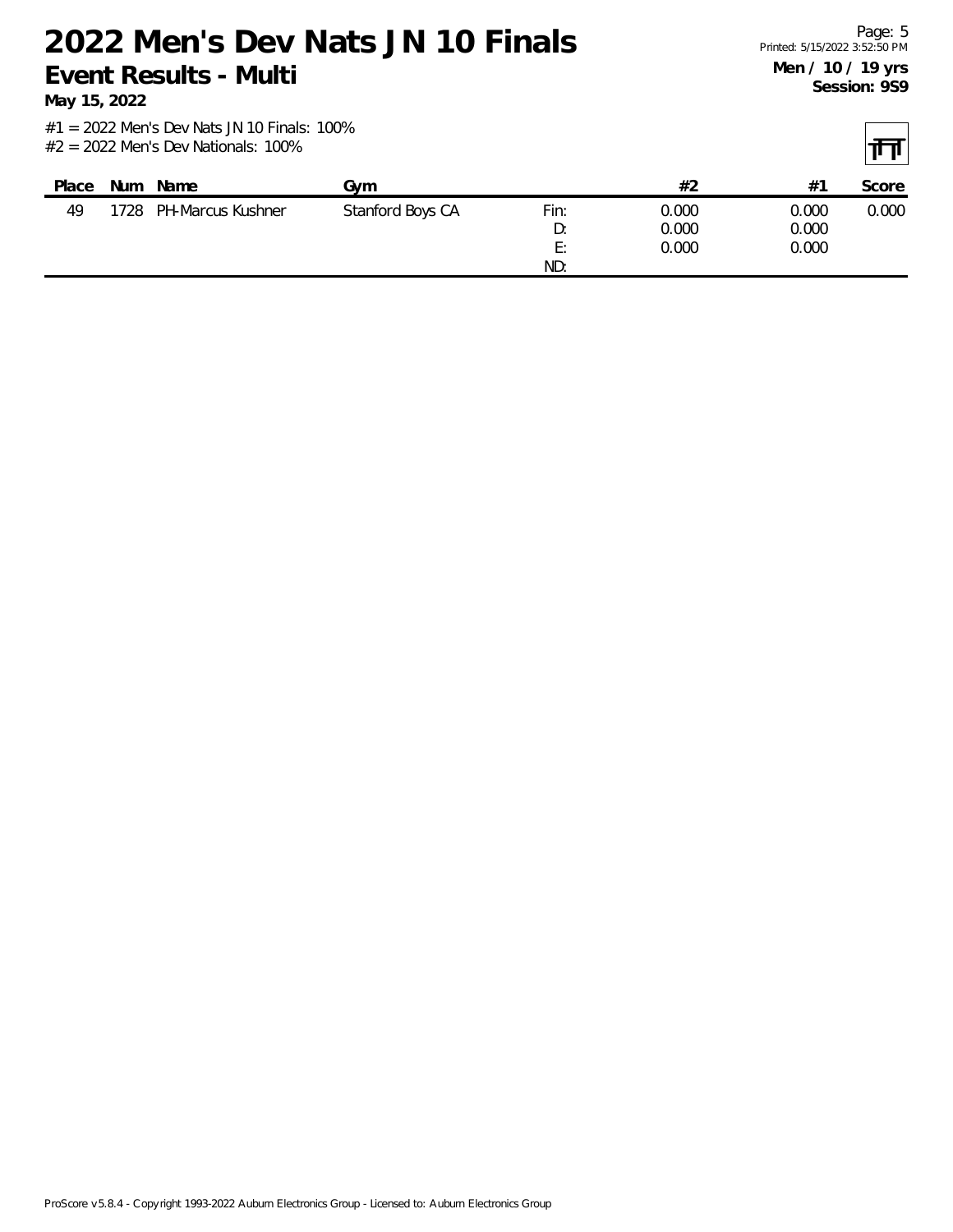# 2022 Men's Dev Nats JN 10 Finals

**Event Results - Multi**

**May 15, 2022**

**Men / 10 / 19 yrs**
**Session: 9S9**

#1 = 2022 Men's Dev Nats JN 10 Finals: 100%
#2 = 2022 Men's Dev Nationals: 100%

| Place | Num | Name | Gym | | #2 | #1 | Score |
|---|---|---|---|---|---|---|---|
| 49 | 1728 | PH-Marcus Kushner | Stanford Boys CA | Fin: | 0.000 | 0.000 | 0.000 |
| | | | | D: | 0.000 | 0.000 | |
| | | | | E: | 0.000 | 0.000 | |
| | | | | ND: | | | |

ProScore v5.8.4 - Copyright 1993-2022 Auburn Electronics Group - Licensed to: Auburn Electronics Group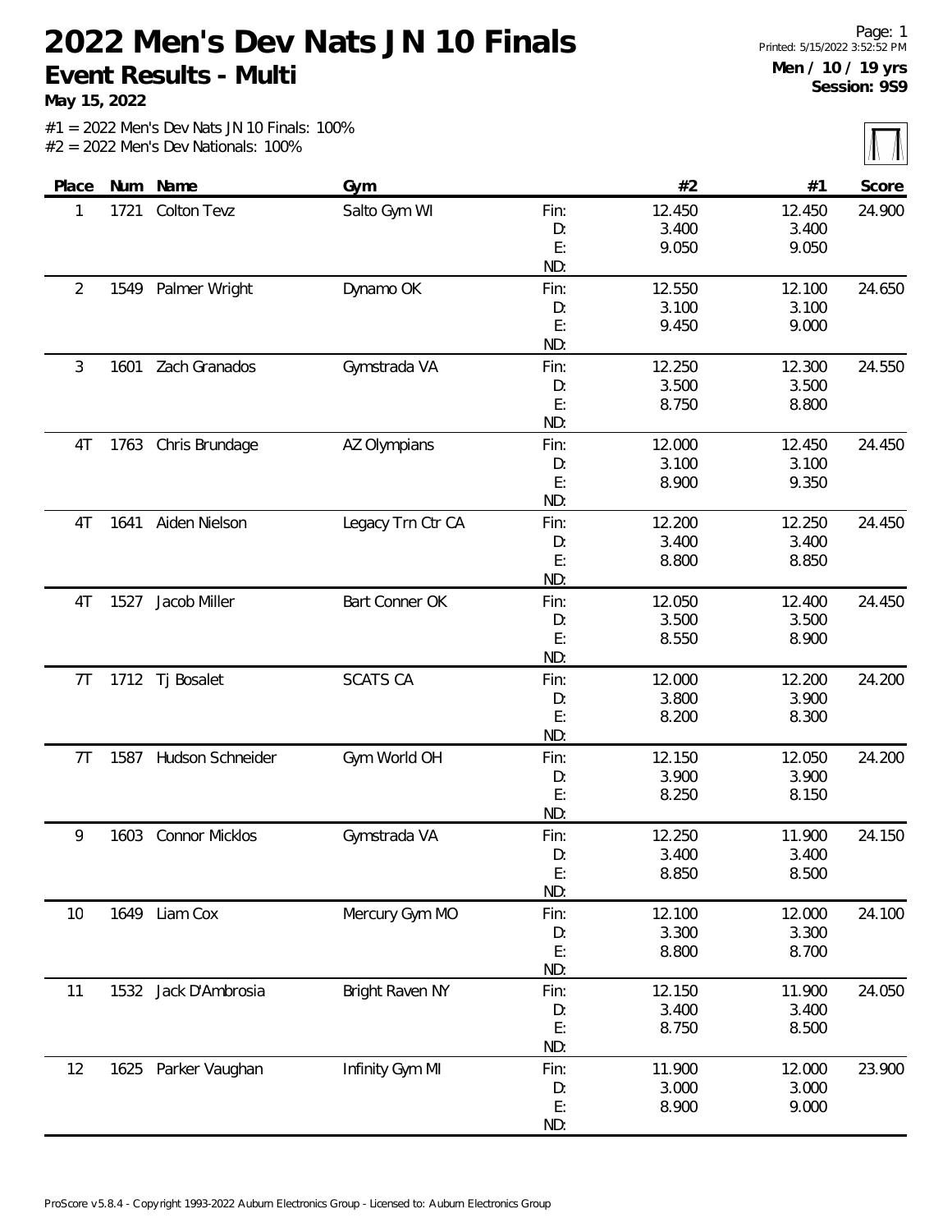# 2022 Men's Dev Nats JN 10 Finals

## Event Results - Multi

**May 15, 2022**

Printed: 5/15/2022 3:52:52 PM

**Men / 10 / 19 yrs**
**Session: 9S9**

#1 = 2022 Men's Dev Nats JN 10 Finals: 100%
#2 = 2022 Men's Dev Nationals: 100%

| Place | Num | Name | Gym | | #2 | #1 | Score |
|---|---|---|---|---|---|---|---|
| 1 | 1721 | Colton Tevz | Salto Gym WI | Fin: | 12.450 | 12.450 | 24.900 |
| | | | | D: | 3.400 | 3.400 | |
| | | | | E: | 9.050 | 9.050 | |
| | | | | ND: | | | |
| 2 | 1549 | Palmer Wright | Dynamo OK | Fin: | 12.550 | 12.100 | 24.650 |
| | | | | D: | 3.100 | 3.100 | |
| | | | | E: | 9.450 | 9.000 | |
| | | | | ND: | | | |
| 3 | 1601 | Zach Granados | Gymstrada VA | Fin: | 12.250 | 12.300 | 24.550 |
| | | | | D: | 3.500 | 3.500 | |
| | | | | E: | 8.750 | 8.800 | |
| | | | | ND: | | | |
| 4T | 1763 | Chris Brundage | AZ Olympians | Fin: | 12.000 | 12.450 | 24.450 |
| | | | | D: | 3.100 | 3.100 | |
| | | | | E: | 8.900 | 9.350 | |
| | | | | ND: | | | |
| 4T | 1641 | Aiden Nielson | Legacy Trn Ctr CA | Fin: | 12.200 | 12.250 | 24.450 |
| | | | | D: | 3.400 | 3.400 | |
| | | | | E: | 8.800 | 8.850 | |
| | | | | ND: | | | |
| 4T | 1527 | Jacob Miller | Bart Conner OK | Fin: | 12.050 | 12.400 | 24.450 |
| | | | | D: | 3.500 | 3.500 | |
| | | | | E: | 8.550 | 8.900 | |
| | | | | ND: | | | |
| 7T | 1712 | Tj Bosalet | SCATS CA | Fin: | 12.000 | 12.200 | 24.200 |
| | | | | D: | 3.800 | 3.900 | |
| | | | | E: | 8.200 | 8.300 | |
| | | | | ND: | | | |
| 7T | 1587 | Hudson Schneider | Gym World OH | Fin: | 12.150 | 12.050 | 24.200 |
| | | | | D: | 3.900 | 3.900 | |
| | | | | E: | 8.250 | 8.150 | |
| | | | | ND: | | | |
| 9 | 1603 | Connor Micklos | Gymstrada VA | Fin: | 12.250 | 11.900 | 24.150 |
| | | | | D: | 3.400 | 3.400 | |
| | | | | E: | 8.850 | 8.500 | |
| | | | | ND: | | | |
| 10 | 1649 | Liam Cox | Mercury Gym MO | Fin: | 12.100 | 12.000 | 24.100 |
| | | | | D: | 3.300 | 3.300 | |
| | | | | E: | 8.800 | 8.700 | |
| | | | | ND: | | | |
| 11 | 1532 | Jack D'Ambrosia | Bright Raven NY | Fin: | 12.150 | 11.900 | 24.050 |
| | | | | D: | 3.400 | 3.400 | |
| | | | | E: | 8.750 | 8.500 | |
| | | | | ND: | | | |
| 12 | 1625 | Parker Vaughan | Infinity Gym MI | Fin: | 11.900 | 12.000 | 23.900 |
| | | | | D: | 3.000 | 3.000 | |
| | | | | E: | 8.900 | 9.000 | |
| | | | | ND: | | | |

ProScore v5.8.4 - Copyright 1993-2022 Auburn Electronics Group - Licensed to: Auburn Electronics Group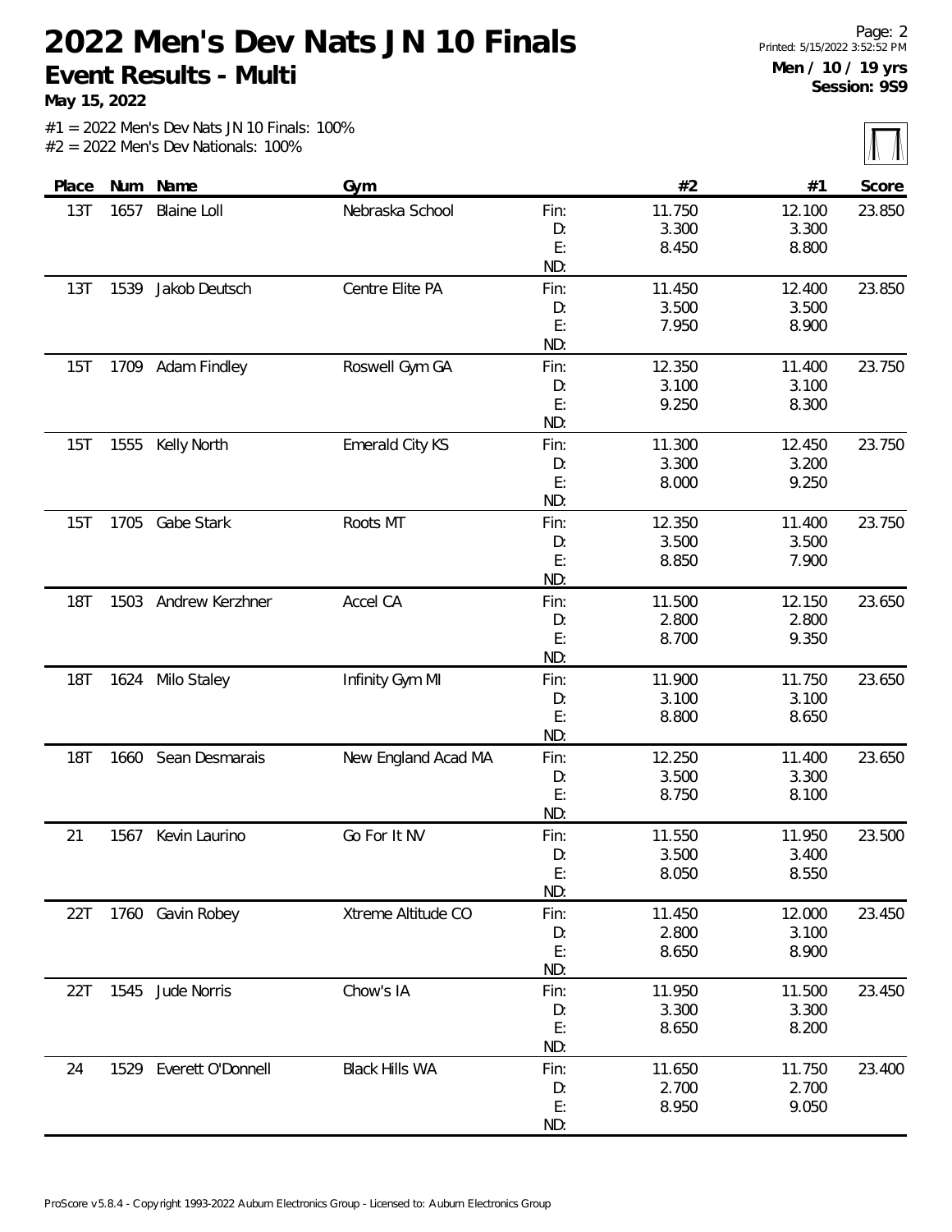# 2022 Men's Dev Nats JN 10 Finals

## Event Results - Multi

**May 15, 2022**

Men / 10 / 19 yrs
Session: 9S9

#1 = 2022 Men's Dev Nats JN 10 Finals: 100%
#2 = 2022 Men's Dev Nationals: 100%

| Place | Num | Name | Gym | | #2 | #1 | Score |
|---|---|---|---|---|---|---|---|
| 13T | 1657 | Blaine Loll | Nebraska School | Fin: | 11.750 | 12.100 | 23.850 |
| | | | | D: | 3.300 | 3.300 | |
| | | | | E: | 8.450 | 8.800 | |
| | | | | ND: | | | |
| 13T | 1539 | Jakob Deutsch | Centre Elite PA | Fin: | 11.450 | 12.400 | 23.850 |
| | | | | D: | 3.500 | 3.500 | |
| | | | | E: | 7.950 | 8.900 | |
| | | | | ND: | | | |
| 15T | 1709 | Adam Findley | Roswell Gym GA | Fin: | 12.350 | 11.400 | 23.750 |
| | | | | D: | 3.100 | 3.100 | |
| | | | | E: | 9.250 | 8.300 | |
| | | | | ND: | | | |
| 15T | 1555 | Kelly North | Emerald City KS | Fin: | 11.300 | 12.450 | 23.750 |
| | | | | D: | 3.300 | 3.200 | |
| | | | | E: | 8.000 | 9.250 | |
| | | | | ND: | | | |
| 15T | 1705 | Gabe Stark | Roots MT | Fin: | 12.350 | 11.400 | 23.750 |
| | | | | D: | 3.500 | 3.500 | |
| | | | | E: | 8.850 | 7.900 | |
| | | | | ND: | | | |
| 18T | 1503 | Andrew Kerzhner | Accel CA | Fin: | 11.500 | 12.150 | 23.650 |
| | | | | D: | 2.800 | 2.800 | |
| | | | | E: | 8.700 | 9.350 | |
| | | | | ND: | | | |
| 18T | 1624 | Milo Staley | Infinity Gym MI | Fin: | 11.900 | 11.750 | 23.650 |
| | | | | D: | 3.100 | 3.100 | |
| | | | | E: | 8.800 | 8.650 | |
| | | | | ND: | | | |
| 18T | 1660 | Sean Desmarais | New England Acad MA | Fin: | 12.250 | 11.400 | 23.650 |
| | | | | D: | 3.500 | 3.300 | |
| | | | | E: | 8.750 | 8.100 | |
| | | | | ND: | | | |
| 21 | 1567 | Kevin Laurino | Go For It NV | Fin: | 11.550 | 11.950 | 23.500 |
| | | | | D: | 3.500 | 3.400 | |
| | | | | E: | 8.050 | 8.550 | |
| | | | | ND: | | | |
| 22T | 1760 | Gavin Robey | Xtreme Altitude CO | Fin: | 11.450 | 12.000 | 23.450 |
| | | | | D: | 2.800 | 3.100 | |
| | | | | E: | 8.650 | 8.900 | |
| | | | | ND: | | | |
| 22T | 1545 | Jude Norris | Chow's IA | Fin: | 11.950 | 11.500 | 23.450 |
| | | | | D: | 3.300 | 3.300 | |
| | | | | E: | 8.650 | 8.200 | |
| | | | | ND: | | | |
| 24 | 1529 | Everett O'Donnell | Black Hills WA | Fin: | 11.650 | 11.750 | 23.400 |
| | | | | D: | 2.700 | 2.700 | |
| | | | | E: | 8.950 | 9.050 | |
| | | | | ND: | | | |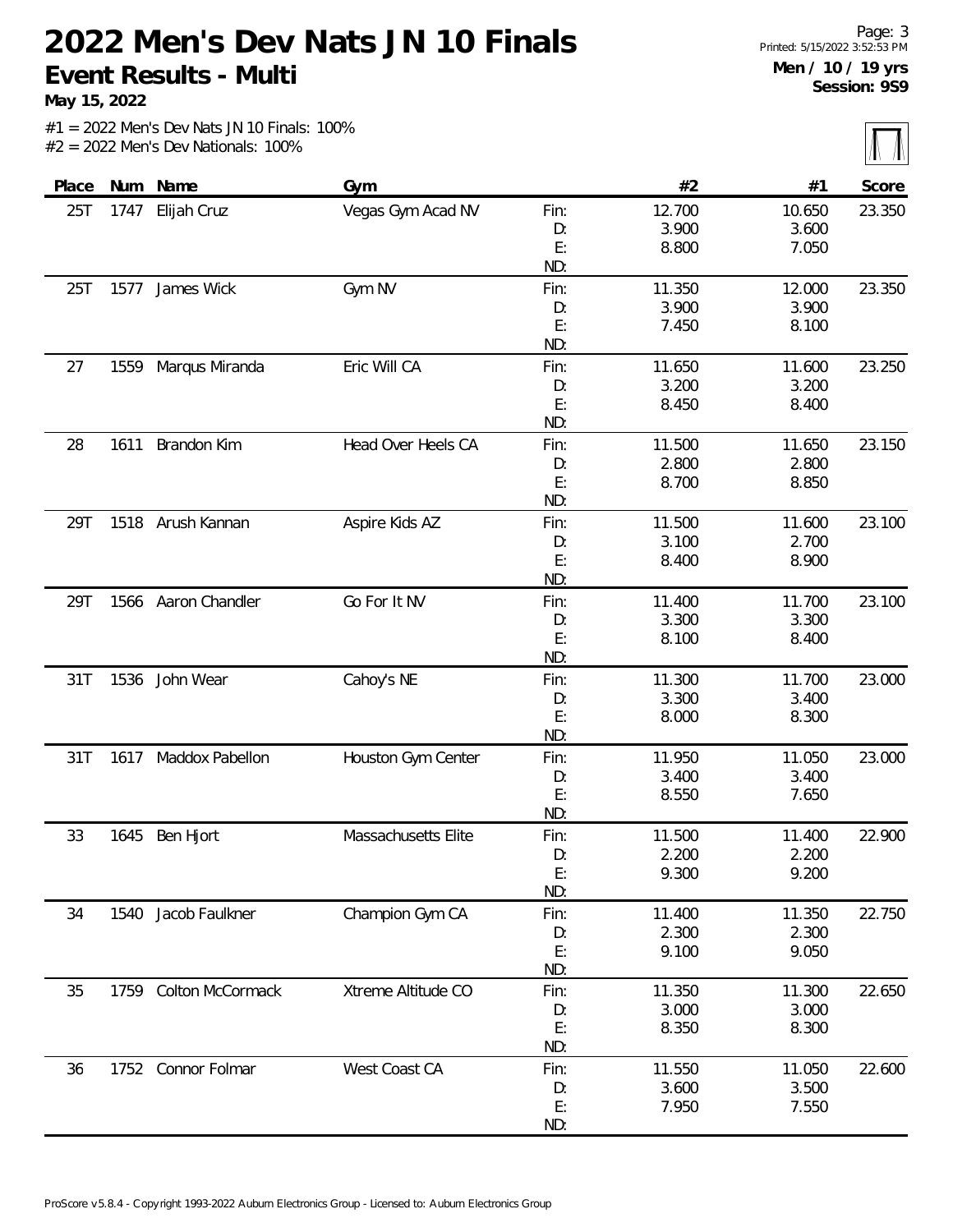# 2022 Men's Dev Nats JN 10 Finals

**Event Results - Multi**

**May 15, 2022**

Printed: 5/15/2022 3:52:53 PM

**Men / 10 / 19 yrs**
**Session: 9S9**

#1 = 2022 Men's Dev Nats JN 10 Finals: 100%
#2 = 2022 Men's Dev Nationals: 100%

| Place | Num | Name | Gym | | #2 | #1 | Score |
|---|---|---|---|---|---|---|---|
| 25T | 1747 | Elijah Cruz | Vegas Gym Acad NV | Fin: | 12.700 | 10.650 | 23.350 |
| | | | | D: | 3.900 | 3.600 | |
| | | | | E: | 8.800 | 7.050 | |
| | | | | ND: | | | |
| 25T | 1577 | James Wick | Gym NV | Fin: | 11.350 | 12.000 | 23.350 |
| | | | | D: | 3.900 | 3.900 | |
| | | | | E: | 7.450 | 8.100 | |
| | | | | ND: | | | |
| 27 | 1559 | Marqus Miranda | Eric Will CA | Fin: | 11.650 | 11.600 | 23.250 |
| | | | | D: | 3.200 | 3.200 | |
| | | | | E: | 8.450 | 8.400 | |
| | | | | ND: | | | |
| 28 | 1611 | Brandon Kim | Head Over Heels CA | Fin: | 11.500 | 11.650 | 23.150 |
| | | | | D: | 2.800 | 2.800 | |
| | | | | E: | 8.700 | 8.850 | |
| | | | | ND: | | | |
| 29T | 1518 | Arush Kannan | Aspire Kids AZ | Fin: | 11.500 | 11.600 | 23.100 |
| | | | | D: | 3.100 | 2.700 | |
| | | | | E: | 8.400 | 8.900 | |
| | | | | ND: | | | |
| 29T | 1566 | Aaron Chandler | Go For It NV | Fin: | 11.400 | 11.700 | 23.100 |
| | | | | D: | 3.300 | 3.300 | |
| | | | | E: | 8.100 | 8.400 | |
| | | | | ND: | | | |
| 31T | 1536 | John Wear | Cahoy's NE | Fin: | 11.300 | 11.700 | 23.000 |
| | | | | D: | 3.300 | 3.400 | |
| | | | | E: | 8.000 | 8.300 | |
| | | | | ND: | | | |
| 31T | 1617 | Maddox Pabellon | Houston Gym Center | Fin: | 11.950 | 11.050 | 23.000 |
| | | | | D: | 3.400 | 3.400 | |
| | | | | E: | 8.550 | 7.650 | |
| | | | | ND: | | | |
| 33 | 1645 | Ben Hjort | Massachusetts Elite | Fin: | 11.500 | 11.400 | 22.900 |
| | | | | D: | 2.200 | 2.200 | |
| | | | | E: | 9.300 | 9.200 | |
| | | | | ND: | | | |
| 34 | 1540 | Jacob Faulkner | Champion Gym CA | Fin: | 11.400 | 11.350 | 22.750 |
| | | | | D: | 2.300 | 2.300 | |
| | | | | E: | 9.100 | 9.050 | |
| | | | | ND: | | | |
| 35 | 1759 | Colton McCormack | Xtreme Altitude CO | Fin: | 11.350 | 11.300 | 22.650 |
| | | | | D: | 3.000 | 3.000 | |
| | | | | E: | 8.350 | 8.300 | |
| | | | | ND: | | | |
| 36 | 1752 | Connor Folmar | West Coast CA | Fin: | 11.550 | 11.050 | 22.600 |
| | | | | D: | 3.600 | 3.500 | |
| | | | | E: | 7.950 | 7.550 | |
| | | | | ND: | | | |

ProScore v5.8.4 - Copyright 1993-2022 Auburn Electronics Group - Licensed to: Auburn Electronics Group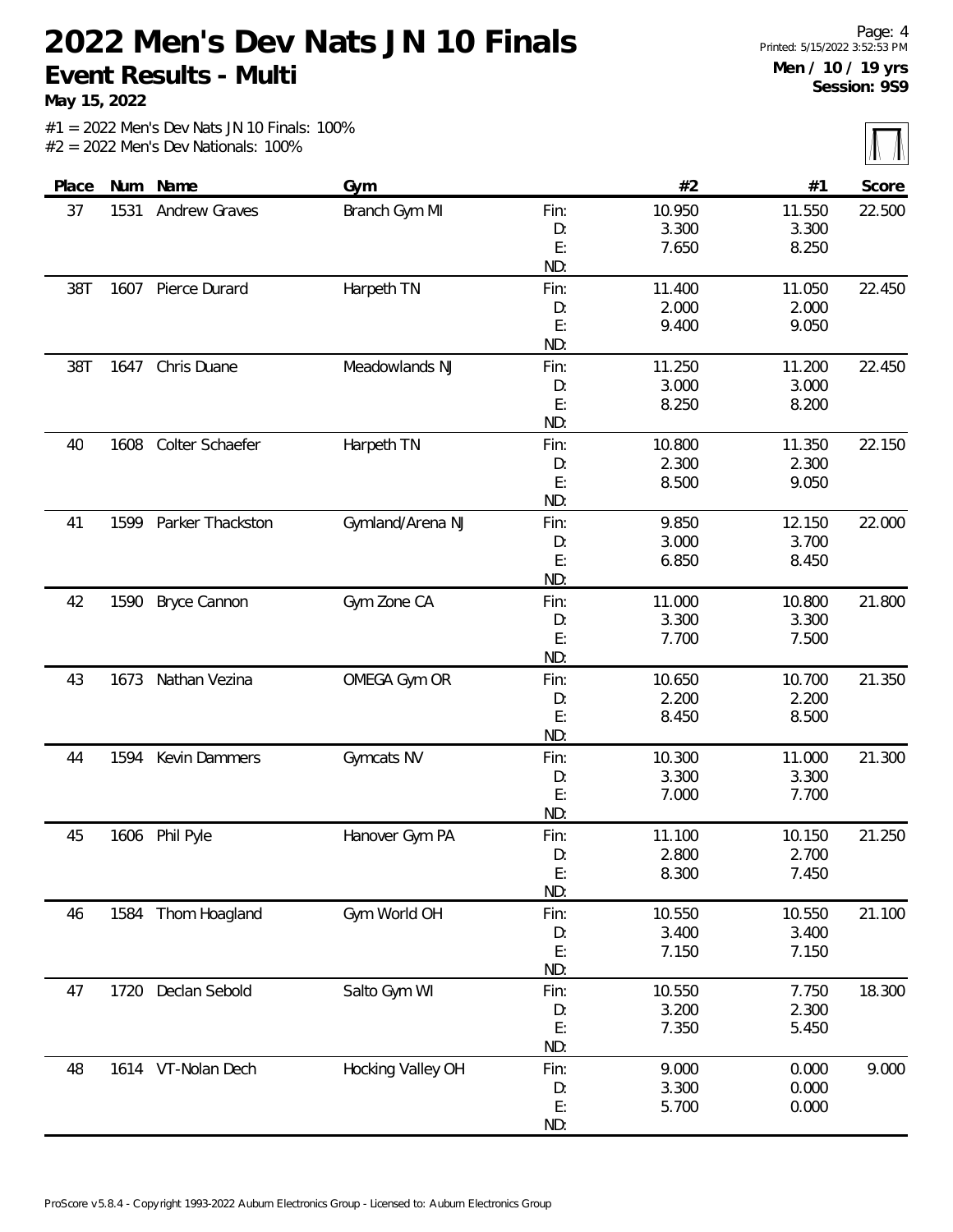# 2022 Men's Dev Nats JN 10 Finals

**Event Results - Multi**

**May 15, 2022**

Printed: 5/15/2022 3:52:53 PM

**Men / 10 / 19 yrs**
**Session: 9S9**

#1 = 2022 Men's Dev Nats JN 10 Finals: 100%
#2 = 2022 Men's Dev Nationals: 100%

| Place | Num | Name | Gym | | #2 | #1 | Score |
|---|---|---|---|---|---|---|---|
| 37 | 1531 | Andrew Graves | Branch Gym MI | Fin: | 10.950 | 11.550 | 22.500 |
| | | | | D: | 3.300 | 3.300 | |
| | | | | E: | 7.650 | 8.250 | |
| | | | | ND: | | | |
| 38T | 1607 | Pierce Durard | Harpeth TN | Fin: | 11.400 | 11.050 | 22.450 |
| | | | | D: | 2.000 | 2.000 | |
| | | | | E: | 9.400 | 9.050 | |
| | | | | ND: | | | |
| 38T | 1647 | Chris Duane | Meadowlands NJ | Fin: | 11.250 | 11.200 | 22.450 |
| | | | | D: | 3.000 | 3.000 | |
| | | | | E: | 8.250 | 8.200 | |
| | | | | ND: | | | |
| 40 | 1608 | Colter Schaefer | Harpeth TN | Fin: | 10.800 | 11.350 | 22.150 |
| | | | | D: | 2.300 | 2.300 | |
| | | | | E: | 8.500 | 9.050 | |
| | | | | ND: | | | |
| 41 | 1599 | Parker Thackston | Gymland/Arena NJ | Fin: | 9.850 | 12.150 | 22.000 |
| | | | | D: | 3.000 | 3.700 | |
| | | | | E: | 6.850 | 8.450 | |
| | | | | ND: | | | |
| 42 | 1590 | Bryce Cannon | Gym Zone CA | Fin: | 11.000 | 10.800 | 21.800 |
| | | | | D: | 3.300 | 3.300 | |
| | | | | E: | 7.700 | 7.500 | |
| | | | | ND: | | | |
| 43 | 1673 | Nathan Vezina | OMEGA Gym OR | Fin: | 10.650 | 10.700 | 21.350 |
| | | | | D: | 2.200 | 2.200 | |
| | | | | E: | 8.450 | 8.500 | |
| | | | | ND: | | | |
| 44 | 1594 | Kevin Dammers | Gymcats NV | Fin: | 10.300 | 11.000 | 21.300 |
| | | | | D: | 3.300 | 3.300 | |
| | | | | E: | 7.000 | 7.700 | |
| | | | | ND: | | | |
| 45 | 1606 | Phil Pyle | Hanover Gym PA | Fin: | 11.100 | 10.150 | 21.250 |
| | | | | D: | 2.800 | 2.700 | |
| | | | | E: | 8.300 | 7.450 | |
| | | | | ND: | | | |
| 46 | 1584 | Thom Hoagland | Gym World OH | Fin: | 10.550 | 10.550 | 21.100 |
| | | | | D: | 3.400 | 3.400 | |
| | | | | E: | 7.150 | 7.150 | |
| | | | | ND: | | | |
| 47 | 1720 | Declan Sebold | Salto Gym WI | Fin: | 10.550 | 7.750 | 18.300 |
| | | | | D: | 3.200 | 2.300 | |
| | | | | E: | 7.350 | 5.450 | |
| | | | | ND: | | | |
| 48 | 1614 | VT-Nolan Dech | Hocking Valley OH | Fin: | 9.000 | 0.000 | 9.000 |
| | | | | D: | 3.300 | 0.000 | |
| | | | | E: | 5.700 | 0.000 | |
| | | | | ND: | | | |

ProScore v5.8.4 - Copyright 1993-2022 Auburn Electronics Group - Licensed to: Auburn Electronics Group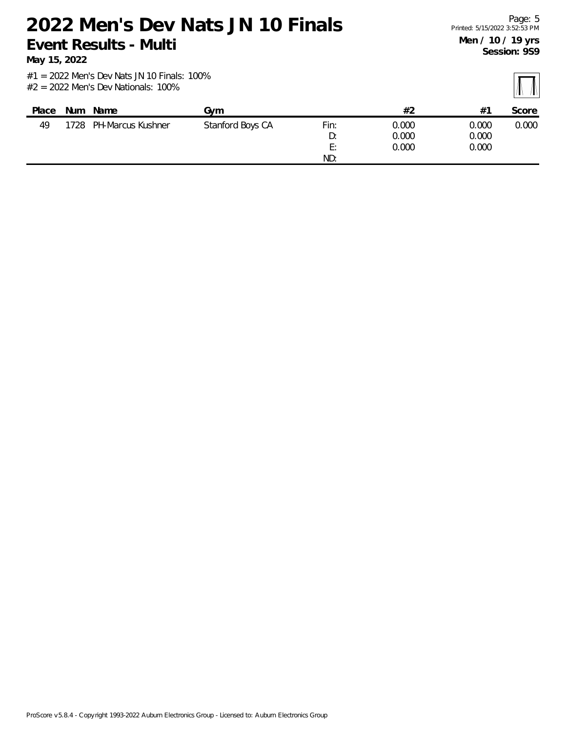# 2022 Men's Dev Nats JN 10 Finals

**Event Results - Multi**

**May 15, 2022**

**Men / 10 / 19 yrs**
**Session: 9S9**

#1 = 2022 Men's Dev Nats JN 10 Finals: 100%
#2 = 2022 Men's Dev Nationals: 100%

| Place | Num | Name | Gym | | #2 | #1 | Score |
|---|---|---|---|---|---|---|---|
| 49 | 1728 | PH-Marcus Kushner | Stanford Boys CA | Fin: | 0.000 | 0.000 | 0.000 |
| | | | | D: | 0.000 | 0.000 | |
| | | | | E: | 0.000 | 0.000 | |
| | | | | ND: | | | |

ProScore v5.8.4 - Copyright 1993-2022 Auburn Electronics Group - Licensed to: Auburn Electronics Group